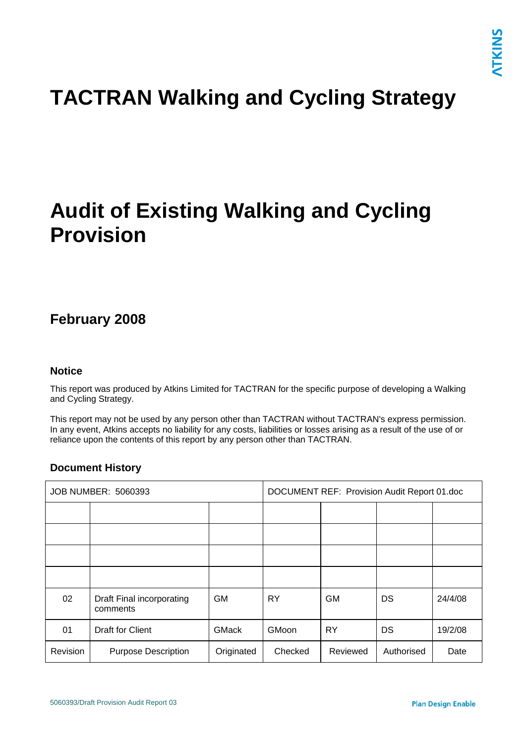# TACTRAN Walking and Cycling Strategy

# Audit of Existing Walking and Cycling Provision

## February 2008

### Notice

This report was produced by Atkins Limited for TACTRAN for the specific purpose of developing a Walking and Cycling Strategy.

This report may not be used by any person other than TACTRAN without TACTRAN's express permission. In any event, Atkins accepts no liability for any costs, liabilities or losses arising as a result of the use of or reliance upon the contents of this report by any person other than TACTRAN.

### Document History

| JOB NUMBER: 5060393 | | | DOCUMENT REF: Provision Audit Report 01.doc | | | |
|---|---|---|---|---|---|---|
| | | | | | | |
| | | | | | | |
| | | | | | | |
| | | | | | | |
| 02 | Draft Final incorporating comments | GM | RY | GM | DS | 24/4/08 |
| 01 | Draft for Client | GMack | GMoon | RY | DS | 19/2/08 |
| Revision | Purpose Description | Originated | Checked | Reviewed | Authorised | Date |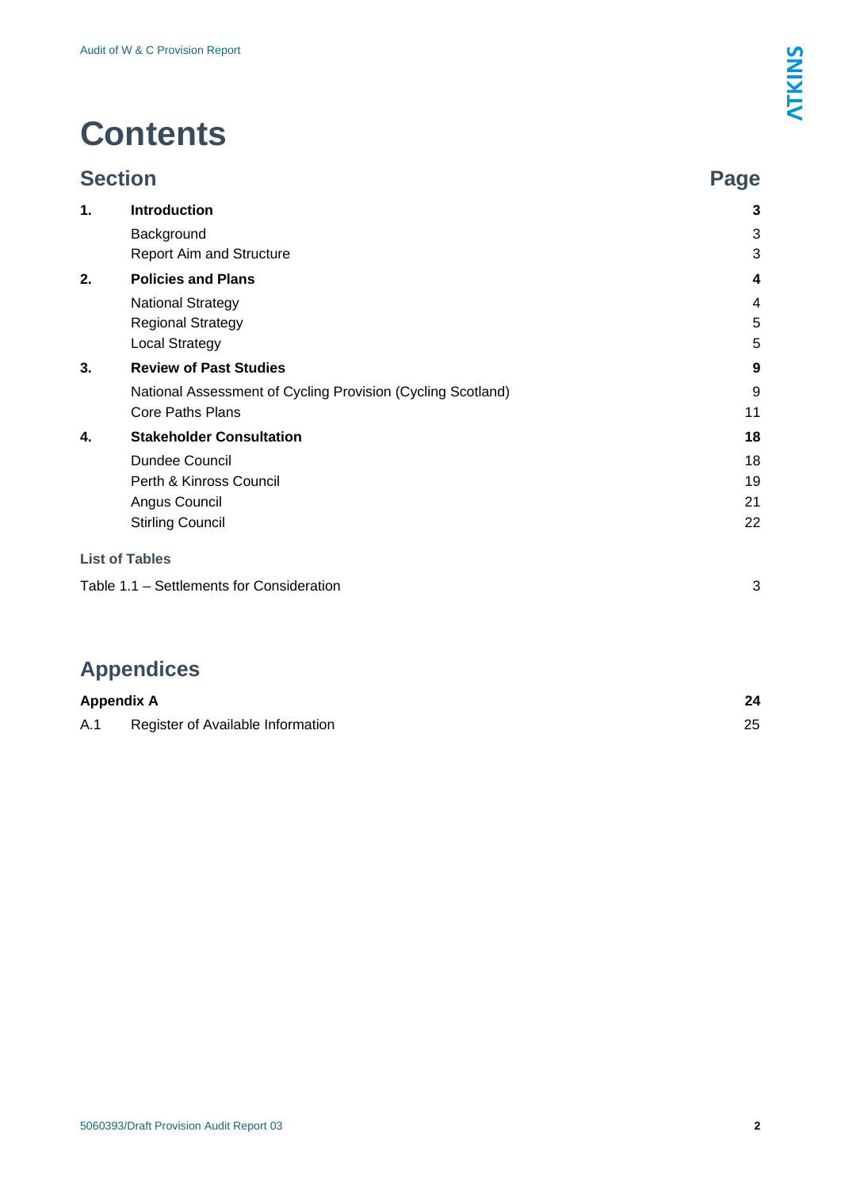# Contents

| Section | | Page |
|---|---|---|
| **1.** | **Introduction** | **3** |
| | Background | 3 |
| | Report Aim and Structure | 3 |
| **2.** | **Policies and Plans** | **4** |
| | National Strategy | 4 |
| | Regional Strategy | 5 |
| | Local Strategy | 5 |
| **3.** | **Review of Past Studies** | **9** |
| | National Assessment of Cycling Provision (Cycling Scotland) | 9 |
| | Core Paths Plans | 11 |
| **4.** | **Stakeholder Consultation** | **18** |
| | Dundee Council | 18 |
| | Perth & Kinross Council | 19 |
| | Angus Council | 21 |
| | Stirling Council | 22 |

### List of Tables

| | |
|---|---|
| Table 1.1 – Settlements for Consideration | 3 |

## Appendices

| | | |
|---|---|---|
| **Appendix A** | | **24** |
| A.1 | Register of Available Information | 25 |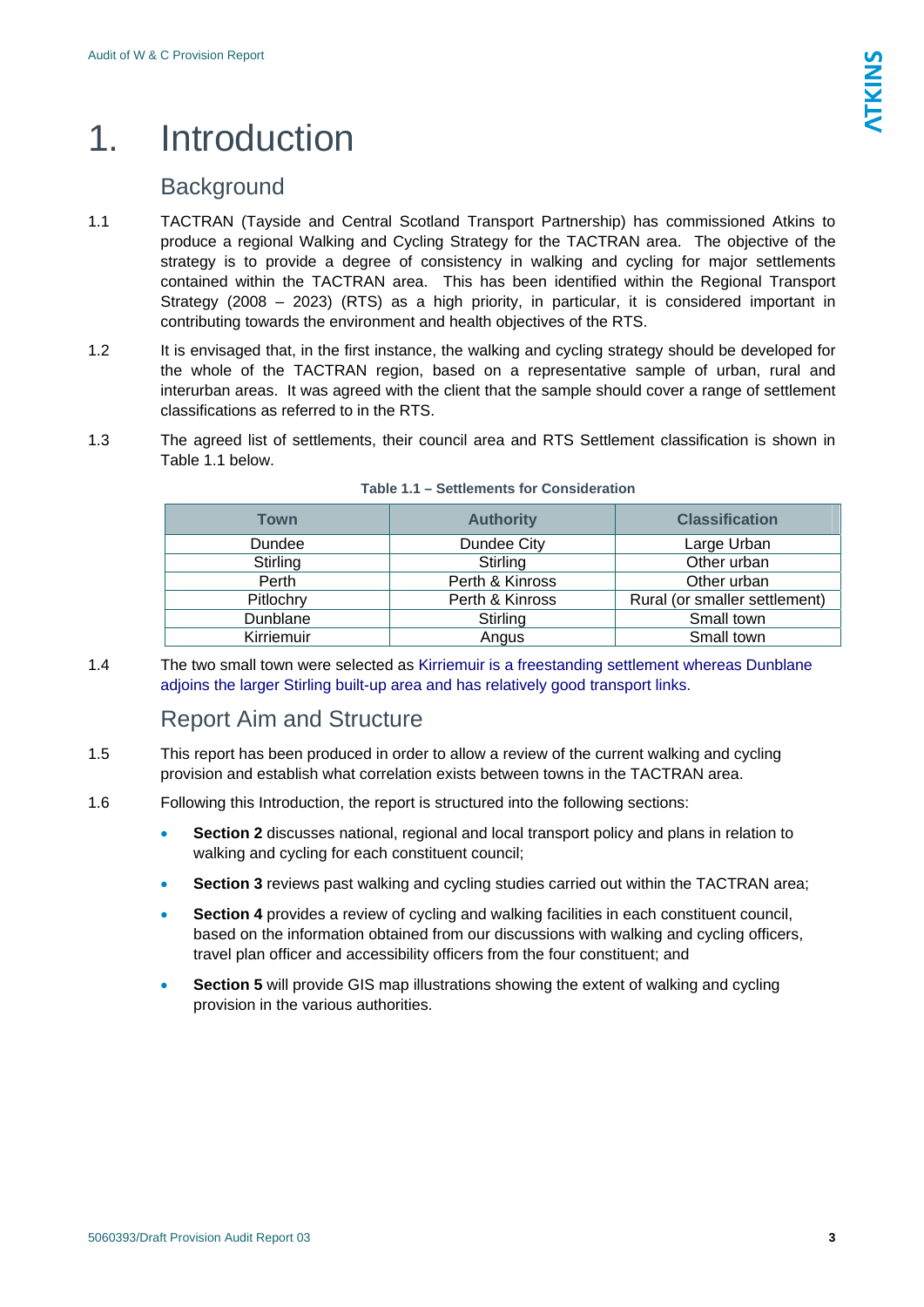# 1. Introduction

## Background

1.1 TACTRAN (Tayside and Central Scotland Transport Partnership) has commissioned Atkins to produce a regional Walking and Cycling Strategy for the TACTRAN area. The objective of the strategy is to provide a degree of consistency in walking and cycling for major settlements contained within the TACTRAN area. This has been identified within the Regional Transport Strategy (2008 – 2023) (RTS) as a high priority, in particular, it is considered important in contributing towards the environment and health objectives of the RTS.

1.2 It is envisaged that, in the first instance, the walking and cycling strategy should be developed for the whole of the TACTRAN region, based on a representative sample of urban, rural and interurban areas. It was agreed with the client that the sample should cover a range of settlement classifications as referred to in the RTS.

1.3 The agreed list of settlements, their council area and RTS Settlement classification is shown in Table 1.1 below.

**Table 1.1 – Settlements for Consideration**

| Town | Authority | Classification |
|---|---|---|
| Dundee | Dundee City | Large Urban |
| Stirling | Stirling | Other urban |
| Perth | Perth & Kinross | Other urban |
| Pitlochry | Perth & Kinross | Rural (or smaller settlement) |
| Dunblane | Stirling | Small town |
| Kirriemuir | Angus | Small town |

1.4 The two small town were selected as Kirriemuir is a freestanding settlement whereas Dunblane adjoins the larger Stirling built-up area and has relatively good transport links.

## Report Aim and Structure

1.5 This report has been produced in order to allow a review of the current walking and cycling provision and establish what correlation exists between towns in the TACTRAN area.

1.6 Following this Introduction, the report is structured into the following sections:

- **Section 2** discusses national, regional and local transport policy and plans in relation to walking and cycling for each constituent council;
- **Section 3** reviews past walking and cycling studies carried out within the TACTRAN area;
- **Section 4** provides a review of cycling and walking facilities in each constituent council, based on the information obtained from our discussions with walking and cycling officers, travel plan officer and accessibility officers from the four constituent; and
- **Section 5** will provide GIS map illustrations showing the extent of walking and cycling provision in the various authorities.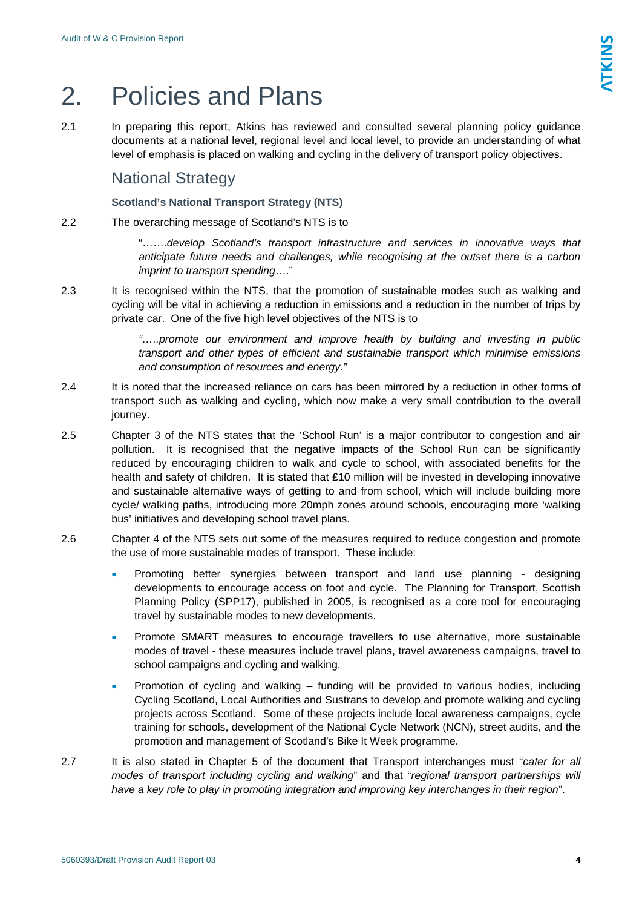# 2. Policies and Plans

2.1 In preparing this report, Atkins has reviewed and consulted several planning policy guidance documents at a national level, regional level and local level, to provide an understanding of what level of emphasis is placed on walking and cycling in the delivery of transport policy objectives.

## National Strategy

### Scotland's National Transport Strategy (NTS)

2.2 The overarching message of Scotland's NTS is to

> "…….*develop Scotland's transport infrastructure and services in innovative ways that anticipate future needs and challenges, while recognising at the outset there is a carbon imprint to transport spending*…."

2.3 It is recognised within the NTS, that the promotion of sustainable modes such as walking and cycling will be vital in achieving a reduction in emissions and a reduction in the number of trips by private car. One of the five high level objectives of the NTS is to

> *"…..promote our environment and improve health by building and investing in public transport and other types of efficient and sustainable transport which minimise emissions and consumption of resources and energy."*

2.4 It is noted that the increased reliance on cars has been mirrored by a reduction in other forms of transport such as walking and cycling, which now make a very small contribution to the overall journey.

2.5 Chapter 3 of the NTS states that the 'School Run' is a major contributor to congestion and air pollution. It is recognised that the negative impacts of the School Run can be significantly reduced by encouraging children to walk and cycle to school, with associated benefits for the health and safety of children. It is stated that £10 million will be invested in developing innovative and sustainable alternative ways of getting to and from school, which will include building more cycle/ walking paths, introducing more 20mph zones around schools, encouraging more 'walking bus' initiatives and developing school travel plans.

2.6 Chapter 4 of the NTS sets out some of the measures required to reduce congestion and promote the use of more sustainable modes of transport. These include:

- Promoting better synergies between transport and land use planning - designing developments to encourage access on foot and cycle. The Planning for Transport, Scottish Planning Policy (SPP17), published in 2005, is recognised as a core tool for encouraging travel by sustainable modes to new developments.
- Promote SMART measures to encourage travellers to use alternative, more sustainable modes of travel - these measures include travel plans, travel awareness campaigns, travel to school campaigns and cycling and walking.
- Promotion of cycling and walking – funding will be provided to various bodies, including Cycling Scotland, Local Authorities and Sustrans to develop and promote walking and cycling projects across Scotland. Some of these projects include local awareness campaigns, cycle training for schools, development of the National Cycle Network (NCN), street audits, and the promotion and management of Scotland's Bike It Week programme.

2.7 It is also stated in Chapter 5 of the document that Transport interchanges must "*cater for all modes of transport including cycling and walking*" and that "*regional transport partnerships will have a key role to play in promoting integration and improving key interchanges in their region*".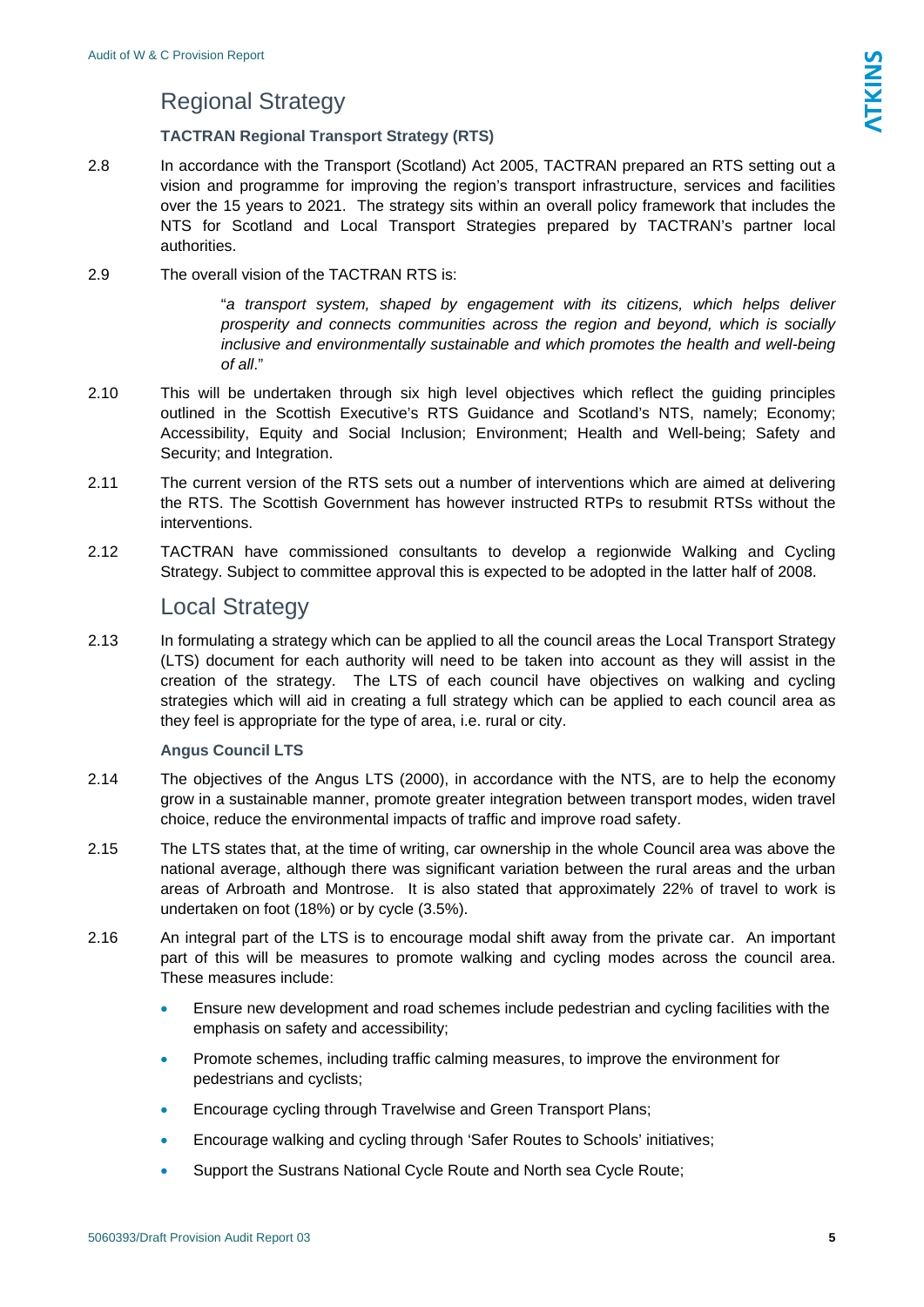## Regional Strategy

### TACTRAN Regional Transport Strategy (RTS)

2.8 In accordance with the Transport (Scotland) Act 2005, TACTRAN prepared an RTS setting out a vision and programme for improving the region's transport infrastructure, services and facilities over the 15 years to 2021. The strategy sits within an overall policy framework that includes the NTS for Scotland and Local Transport Strategies prepared by TACTRAN's partner local authorities.

2.9 The overall vision of the TACTRAN RTS is:

> "*a transport system, shaped by engagement with its citizens, which helps deliver prosperity and connects communities across the region and beyond, which is socially inclusive and environmentally sustainable and which promotes the health and well-being of all*."

2.10 This will be undertaken through six high level objectives which reflect the guiding principles outlined in the Scottish Executive's RTS Guidance and Scotland's NTS, namely; Economy; Accessibility, Equity and Social Inclusion; Environment; Health and Well-being; Safety and Security; and Integration.

2.11 The current version of the RTS sets out a number of interventions which are aimed at delivering the RTS. The Scottish Government has however instructed RTPs to resubmit RTSs without the interventions.

2.12 TACTRAN have commissioned consultants to develop a regionwide Walking and Cycling Strategy. Subject to committee approval this is expected to be adopted in the latter half of 2008.

## Local Strategy

2.13 In formulating a strategy which can be applied to all the council areas the Local Transport Strategy (LTS) document for each authority will need to be taken into account as they will assist in the creation of the strategy. The LTS of each council have objectives on walking and cycling strategies which will aid in creating a full strategy which can be applied to each council area as they feel is appropriate for the type of area, i.e. rural or city.

### Angus Council LTS

2.14 The objectives of the Angus LTS (2000), in accordance with the NTS, are to help the economy grow in a sustainable manner, promote greater integration between transport modes, widen travel choice, reduce the environmental impacts of traffic and improve road safety.

2.15 The LTS states that, at the time of writing, car ownership in the whole Council area was above the national average, although there was significant variation between the rural areas and the urban areas of Arbroath and Montrose. It is also stated that approximately 22% of travel to work is undertaken on foot (18%) or by cycle (3.5%).

2.16 An integral part of the LTS is to encourage modal shift away from the private car. An important part of this will be measures to promote walking and cycling modes across the council area. These measures include:

- Ensure new development and road schemes include pedestrian and cycling facilities with the emphasis on safety and accessibility;
- Promote schemes, including traffic calming measures, to improve the environment for pedestrians and cyclists;
- Encourage cycling through Travelwise and Green Transport Plans;
- Encourage walking and cycling through 'Safer Routes to Schools' initiatives;
- Support the Sustrans National Cycle Route and North sea Cycle Route;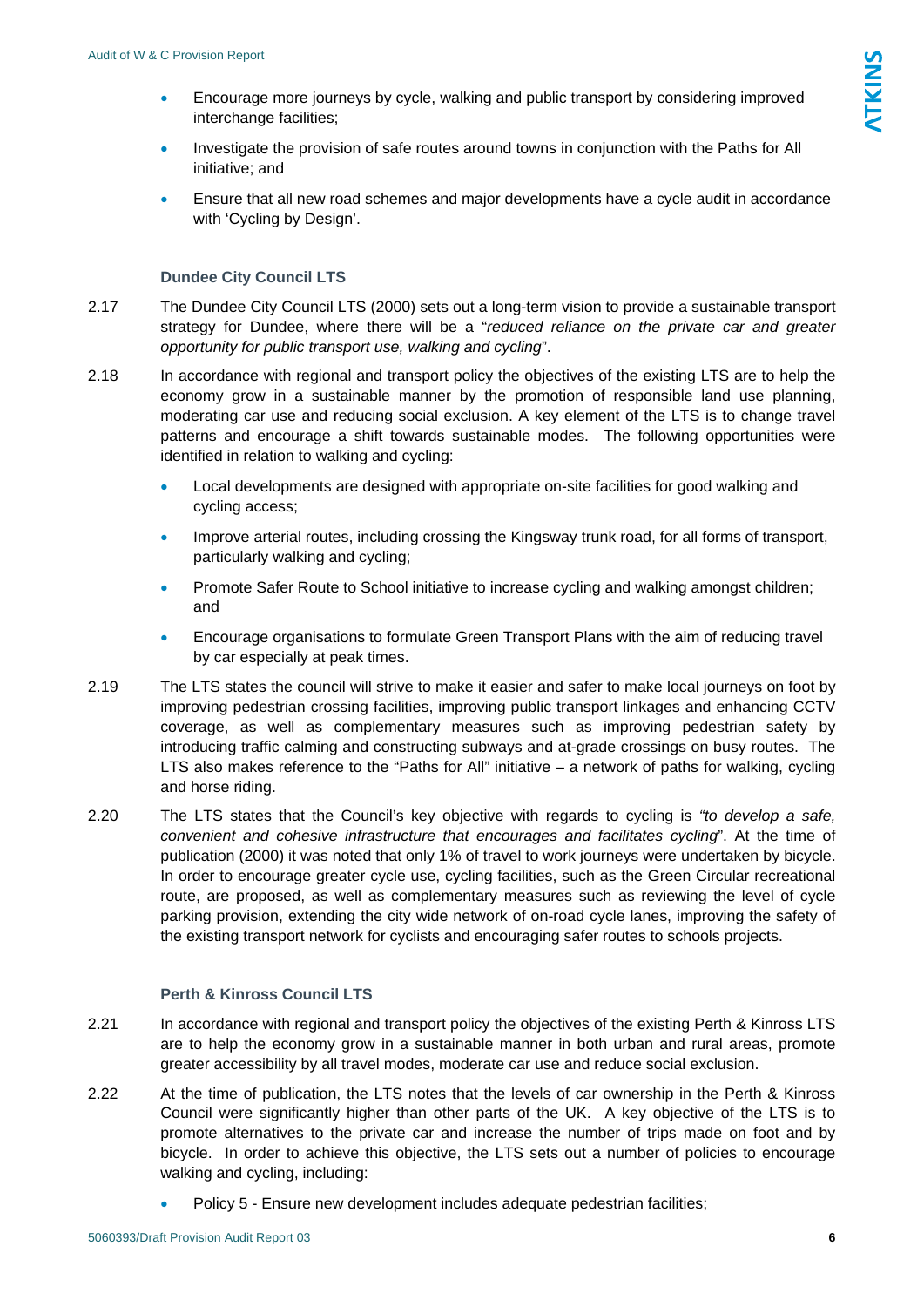- Encourage more journeys by cycle, walking and public transport by considering improved interchange facilities;
- Investigate the provision of safe routes around towns in conjunction with the Paths for All initiative; and
- Ensure that all new road schemes and major developments have a cycle audit in accordance with 'Cycling by Design'.

### Dundee City Council LTS

2.17 The Dundee City Council LTS (2000) sets out a long-term vision to provide a sustainable transport strategy for Dundee, where there will be a "*reduced reliance on the private car and greater opportunity for public transport use, walking and cycling*".

2.18 In accordance with regional and transport policy the objectives of the existing LTS are to help the economy grow in a sustainable manner by the promotion of responsible land use planning, moderating car use and reducing social exclusion. A key element of the LTS is to change travel patterns and encourage a shift towards sustainable modes. The following opportunities were identified in relation to walking and cycling:

- Local developments are designed with appropriate on-site facilities for good walking and cycling access;
- Improve arterial routes, including crossing the Kingsway trunk road, for all forms of transport, particularly walking and cycling;
- Promote Safer Route to School initiative to increase cycling and walking amongst children; and
- Encourage organisations to formulate Green Transport Plans with the aim of reducing travel by car especially at peak times.

2.19 The LTS states the council will strive to make it easier and safer to make local journeys on foot by improving pedestrian crossing facilities, improving public transport linkages and enhancing CCTV coverage, as well as complementary measures such as improving pedestrian safety by introducing traffic calming and constructing subways and at-grade crossings on busy routes. The LTS also makes reference to the "Paths for All" initiative – a network of paths for walking, cycling and horse riding.

2.20 The LTS states that the Council's key objective with regards to cycling is *"to develop a safe, convenient and cohesive infrastructure that encourages and facilitates cycling*". At the time of publication (2000) it was noted that only 1% of travel to work journeys were undertaken by bicycle. In order to encourage greater cycle use, cycling facilities, such as the Green Circular recreational route, are proposed, as well as complementary measures such as reviewing the level of cycle parking provision, extending the city wide network of on-road cycle lanes, improving the safety of the existing transport network for cyclists and encouraging safer routes to schools projects.

### Perth & Kinross Council LTS

2.21 In accordance with regional and transport policy the objectives of the existing Perth & Kinross LTS are to help the economy grow in a sustainable manner in both urban and rural areas, promote greater accessibility by all travel modes, moderate car use and reduce social exclusion.

2.22 At the time of publication, the LTS notes that the levels of car ownership in the Perth & Kinross Council were significantly higher than other parts of the UK. A key objective of the LTS is to promote alternatives to the private car and increase the number of trips made on foot and by bicycle. In order to achieve this objective, the LTS sets out a number of policies to encourage walking and cycling, including:

- Policy 5 - Ensure new development includes adequate pedestrian facilities;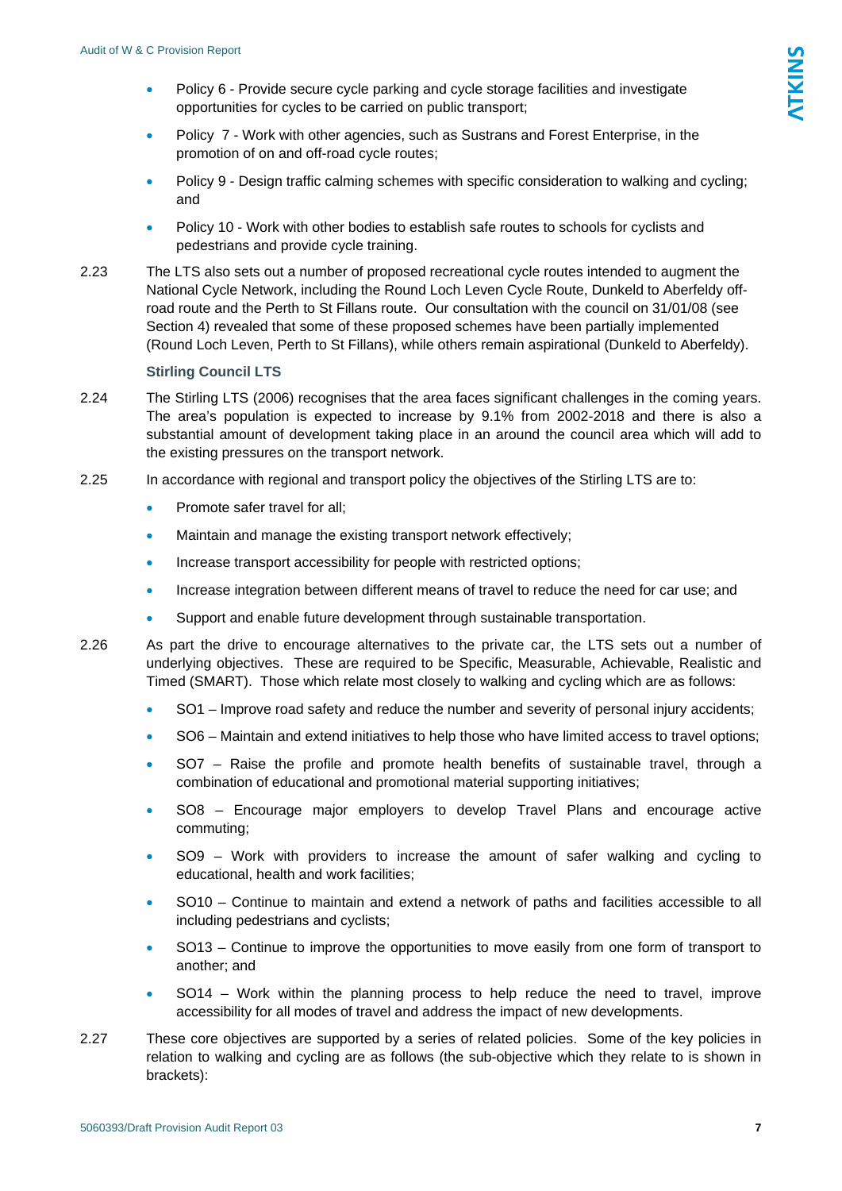- Policy 6 - Provide secure cycle parking and cycle storage facilities and investigate opportunities for cycles to be carried on public transport;
- Policy 7 - Work with other agencies, such as Sustrans and Forest Enterprise, in the promotion of on and off-road cycle routes;
- Policy 9 - Design traffic calming schemes with specific consideration to walking and cycling; and
- Policy 10 - Work with other bodies to establish safe routes to schools for cyclists and pedestrians and provide cycle training.

2.23 The LTS also sets out a number of proposed recreational cycle routes intended to augment the National Cycle Network, including the Round Loch Leven Cycle Route, Dunkeld to Aberfeldy off-road route and the Perth to St Fillans route. Our consultation with the council on 31/01/08 (see Section 4) revealed that some of these proposed schemes have been partially implemented (Round Loch Leven, Perth to St Fillans), while others remain aspirational (Dunkeld to Aberfeldy).

### Stirling Council LTS

2.24 The Stirling LTS (2006) recognises that the area faces significant challenges in the coming years. The area's population is expected to increase by 9.1% from 2002-2018 and there is also a substantial amount of development taking place in an around the council area which will add to the existing pressures on the transport network.

2.25 In accordance with regional and transport policy the objectives of the Stirling LTS are to:

- Promote safer travel for all;
- Maintain and manage the existing transport network effectively;
- Increase transport accessibility for people with restricted options;
- Increase integration between different means of travel to reduce the need for car use; and
- Support and enable future development through sustainable transportation.

2.26 As part the drive to encourage alternatives to the private car, the LTS sets out a number of underlying objectives. These are required to be Specific, Measurable, Achievable, Realistic and Timed (SMART). Those which relate most closely to walking and cycling which are as follows:

- SO1 – Improve road safety and reduce the number and severity of personal injury accidents;
- SO6 – Maintain and extend initiatives to help those who have limited access to travel options;
- SO7 – Raise the profile and promote health benefits of sustainable travel, through a combination of educational and promotional material supporting initiatives;
- SO8 – Encourage major employers to develop Travel Plans and encourage active commuting;
- SO9 – Work with providers to increase the amount of safer walking and cycling to educational, health and work facilities;
- SO10 – Continue to maintain and extend a network of paths and facilities accessible to all including pedestrians and cyclists;
- SO13 – Continue to improve the opportunities to move easily from one form of transport to another; and
- SO14 – Work within the planning process to help reduce the need to travel, improve accessibility for all modes of travel and address the impact of new developments.

2.27 These core objectives are supported by a series of related policies. Some of the key policies in relation to walking and cycling are as follows (the sub-objective which they relate to is shown in brackets):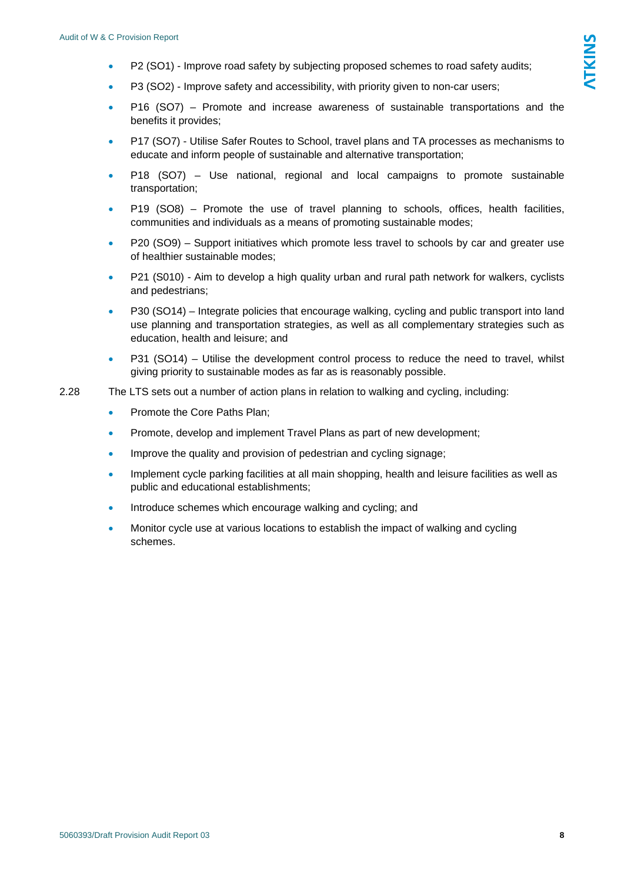- P2 (SO1) - Improve road safety by subjecting proposed schemes to road safety audits;
- P3 (SO2) - Improve safety and accessibility, with priority given to non-car users;
- P16 (SO7) – Promote and increase awareness of sustainable transportations and the benefits it provides;
- P17 (SO7) - Utilise Safer Routes to School, travel plans and TA processes as mechanisms to educate and inform people of sustainable and alternative transportation;
- P18 (SO7) – Use national, regional and local campaigns to promote sustainable transportation;
- P19 (SO8) – Promote the use of travel planning to schools, offices, health facilities, communities and individuals as a means of promoting sustainable modes;
- P20 (SO9) – Support initiatives which promote less travel to schools by car and greater use of healthier sustainable modes;
- P21 (S010) - Aim to develop a high quality urban and rural path network for walkers, cyclists and pedestrians;
- P30 (SO14) – Integrate policies that encourage walking, cycling and public transport into land use planning and transportation strategies, as well as all complementary strategies such as education, health and leisure; and
- P31 (SO14) – Utilise the development control process to reduce the need to travel, whilst giving priority to sustainable modes as far as is reasonably possible.

2.28 The LTS sets out a number of action plans in relation to walking and cycling, including:

- Promote the Core Paths Plan;
- Promote, develop and implement Travel Plans as part of new development;
- Improve the quality and provision of pedestrian and cycling signage;
- Implement cycle parking facilities at all main shopping, health and leisure facilities as well as public and educational establishments;
- Introduce schemes which encourage walking and cycling; and
- Monitor cycle use at various locations to establish the impact of walking and cycling schemes.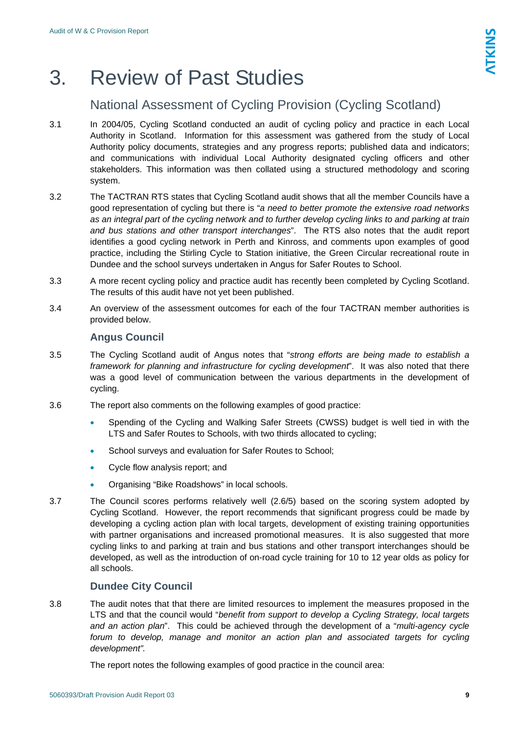# 3. Review of Past Studies

## National Assessment of Cycling Provision (Cycling Scotland)

3.1 In 2004/05, Cycling Scotland conducted an audit of cycling policy and practice in each Local Authority in Scotland. Information for this assessment was gathered from the study of Local Authority policy documents, strategies and any progress reports; published data and indicators; and communications with individual Local Authority designated cycling officers and other stakeholders. This information was then collated using a structured methodology and scoring system.

3.2 The TACTRAN RTS states that Cycling Scotland audit shows that all the member Councils have a good representation of cycling but there is "*a need to better promote the extensive road networks as an integral part of the cycling network and to further develop cycling links to and parking at train and bus stations and other transport interchanges*". The RTS also notes that the audit report identifies a good cycling network in Perth and Kinross, and comments upon examples of good practice, including the Stirling Cycle to Station initiative, the Green Circular recreational route in Dundee and the school surveys undertaken in Angus for Safer Routes to School.

3.3 A more recent cycling policy and practice audit has recently been completed by Cycling Scotland. The results of this audit have not yet been published.

3.4 An overview of the assessment outcomes for each of the four TACTRAN member authorities is provided below.

### Angus Council

3.5 The Cycling Scotland audit of Angus notes that "*strong efforts are being made to establish a framework for planning and infrastructure for cycling development*". It was also noted that there was a good level of communication between the various departments in the development of cycling.

3.6 The report also comments on the following examples of good practice:

- Spending of the Cycling and Walking Safer Streets (CWSS) budget is well tied in with the LTS and Safer Routes to Schools, with two thirds allocated to cycling;
- School surveys and evaluation for Safer Routes to School;
- Cycle flow analysis report; and
- Organising "Bike Roadshows" in local schools.

3.7 The Council scores performs relatively well (2.6/5) based on the scoring system adopted by Cycling Scotland. However, the report recommends that significant progress could be made by developing a cycling action plan with local targets, development of existing training opportunities with partner organisations and increased promotional measures. It is also suggested that more cycling links to and parking at train and bus stations and other transport interchanges should be developed, as well as the introduction of on-road cycle training for 10 to 12 year olds as policy for all schools.

### Dundee City Council

3.8 The audit notes that that there are limited resources to implement the measures proposed in the LTS and that the council would "*benefit from support to develop a Cycling Strategy, local targets and an action plan*". This could be achieved through the development of a "*multi-agency cycle forum to develop, manage and monitor an action plan and associated targets for cycling development".*

The report notes the following examples of good practice in the council area: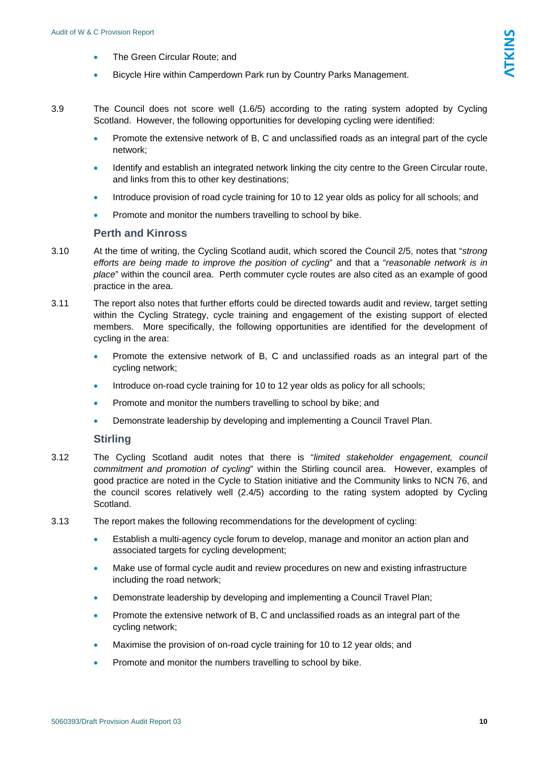- The Green Circular Route; and
- Bicycle Hire within Camperdown Park run by Country Parks Management.

3.9 The Council does not score well (1.6/5) according to the rating system adopted by Cycling Scotland. However, the following opportunities for developing cycling were identified:

- Promote the extensive network of B, C and unclassified roads as an integral part of the cycle network;
- Identify and establish an integrated network linking the city centre to the Green Circular route, and links from this to other key destinations;
- Introduce provision of road cycle training for 10 to 12 year olds as policy for all schools; and
- Promote and monitor the numbers travelling to school by bike.

### Perth and Kinross

3.10 At the time of writing, the Cycling Scotland audit, which scored the Council 2/5, notes that "*strong efforts are being made to improve the position of cycling*" and that a "*reasonable network is in place*" within the council area. Perth commuter cycle routes are also cited as an example of good practice in the area.

3.11 The report also notes that further efforts could be directed towards audit and review, target setting within the Cycling Strategy, cycle training and engagement of the existing support of elected members. More specifically, the following opportunities are identified for the development of cycling in the area:

- Promote the extensive network of B, C and unclassified roads as an integral part of the cycling network;
- Introduce on-road cycle training for 10 to 12 year olds as policy for all schools;
- Promote and monitor the numbers travelling to school by bike; and
- Demonstrate leadership by developing and implementing a Council Travel Plan.

### Stirling

3.12 The Cycling Scotland audit notes that there is "*limited stakeholder engagement, council commitment and promotion of cycling*" within the Stirling council area. However, examples of good practice are noted in the Cycle to Station initiative and the Community links to NCN 76, and the council scores relatively well (2.4/5) according to the rating system adopted by Cycling Scotland.

3.13 The report makes the following recommendations for the development of cycling:

- Establish a multi-agency cycle forum to develop, manage and monitor an action plan and associated targets for cycling development;
- Make use of formal cycle audit and review procedures on new and existing infrastructure including the road network;
- Demonstrate leadership by developing and implementing a Council Travel Plan;
- Promote the extensive network of B, C and unclassified roads as an integral part of the cycling network;
- Maximise the provision of on-road cycle training for 10 to 12 year olds; and
- Promote and monitor the numbers travelling to school by bike.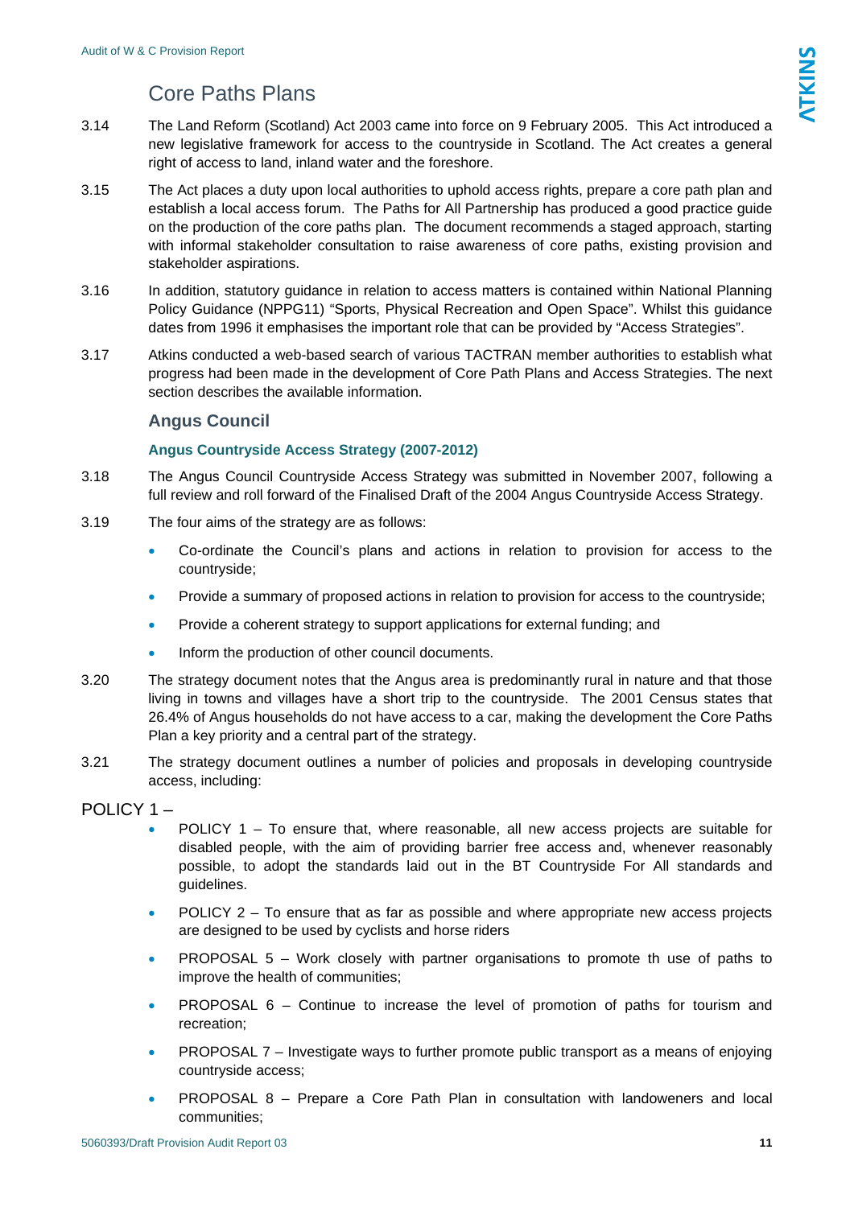## Core Paths Plans

3.14 The Land Reform (Scotland) Act 2003 came into force on 9 February 2005. This Act introduced a new legislative framework for access to the countryside in Scotland. The Act creates a general right of access to land, inland water and the foreshore.

3.15 The Act places a duty upon local authorities to uphold access rights, prepare a core path plan and establish a local access forum. The Paths for All Partnership has produced a good practice guide on the production of the core paths plan. The document recommends a staged approach, starting with informal stakeholder consultation to raise awareness of core paths, existing provision and stakeholder aspirations.

3.16 In addition, statutory guidance in relation to access matters is contained within National Planning Policy Guidance (NPPG11) "Sports, Physical Recreation and Open Space". Whilst this guidance dates from 1996 it emphasises the important role that can be provided by "Access Strategies".

3.17 Atkins conducted a web-based search of various TACTRAN member authorities to establish what progress had been made in the development of Core Path Plans and Access Strategies. The next section describes the available information.

### Angus Council

#### Angus Countryside Access Strategy (2007-2012)

3.18 The Angus Council Countryside Access Strategy was submitted in November 2007, following a full review and roll forward of the Finalised Draft of the 2004 Angus Countryside Access Strategy.

3.19 The four aims of the strategy are as follows:

- Co-ordinate the Council's plans and actions in relation to provision for access to the countryside;
- Provide a summary of proposed actions in relation to provision for access to the countryside;
- Provide a coherent strategy to support applications for external funding; and
- Inform the production of other council documents.

3.20 The strategy document notes that the Angus area is predominantly rural in nature and that those living in towns and villages have a short trip to the countryside. The 2001 Census states that 26.4% of Angus households do not have access to a car, making the development the Core Paths Plan a key priority and a central part of the strategy.

3.21 The strategy document outlines a number of policies and proposals in developing countryside access, including:

POLICY 1 –

- POLICY 1 – To ensure that, where reasonable, all new access projects are suitable for disabled people, with the aim of providing barrier free access and, whenever reasonably possible, to adopt the standards laid out in the BT Countryside For All standards and guidelines.
- POLICY 2 – To ensure that as far as possible and where appropriate new access projects are designed to be used by cyclists and horse riders
- PROPOSAL 5 – Work closely with partner organisations to promote th use of paths to improve the health of communities;
- PROPOSAL 6 – Continue to increase the level of promotion of paths for tourism and recreation;
- PROPOSAL 7 – Investigate ways to further promote public transport as a means of enjoying countryside access;
- PROPOSAL 8 – Prepare a Core Path Plan in consultation with landoweners and local communities;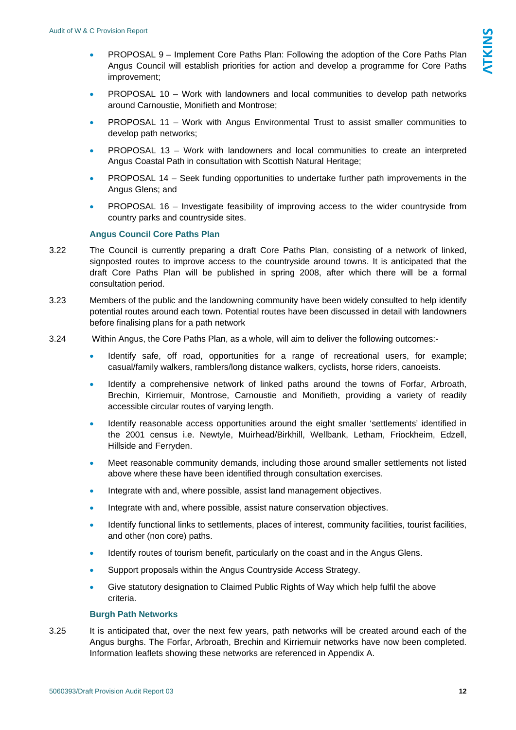- PROPOSAL 9 – Implement Core Paths Plan: Following the adoption of the Core Paths Plan Angus Council will establish priorities for action and develop a programme for Core Paths improvement;
- PROPOSAL 10 – Work with landowners and local communities to develop path networks around Carnoustie, Monifieth and Montrose;
- PROPOSAL 11 – Work with Angus Environmental Trust to assist smaller communities to develop path networks;
- PROPOSAL 13 – Work with landowners and local communities to create an interpreted Angus Coastal Path in consultation with Scottish Natural Heritage;
- PROPOSAL 14 – Seek funding opportunities to undertake further path improvements in the Angus Glens; and
- PROPOSAL 16 – Investigate feasibility of improving access to the wider countryside from country parks and countryside sites.

### Angus Council Core Paths Plan

3.22 The Council is currently preparing a draft Core Paths Plan, consisting of a network of linked, signposted routes to improve access to the countryside around towns. It is anticipated that the draft Core Paths Plan will be published in spring 2008, after which there will be a formal consultation period.

3.23 Members of the public and the landowning community have been widely consulted to help identify potential routes around each town. Potential routes have been discussed in detail with landowners before finalising plans for a path network

3.24 Within Angus, the Core Paths Plan, as a whole, will aim to deliver the following outcomes:-

- Identify safe, off road, opportunities for a range of recreational users, for example; casual/family walkers, ramblers/long distance walkers, cyclists, horse riders, canoeists.
- Identify a comprehensive network of linked paths around the towns of Forfar, Arbroath, Brechin, Kirriemuir, Montrose, Carnoustie and Monifieth, providing a variety of readily accessible circular routes of varying length.
- Identify reasonable access opportunities around the eight smaller 'settlements' identified in the 2001 census i.e. Newtyle, Muirhead/Birkhill, Wellbank, Letham, Friockheim, Edzell, Hillside and Ferryden.
- Meet reasonable community demands, including those around smaller settlements not listed above where these have been identified through consultation exercises.
- Integrate with and, where possible, assist land management objectives.
- Integrate with and, where possible, assist nature conservation objectives.
- Identify functional links to settlements, places of interest, community facilities, tourist facilities, and other (non core) paths.
- Identify routes of tourism benefit, particularly on the coast and in the Angus Glens.
- Support proposals within the Angus Countryside Access Strategy.
- Give statutory designation to Claimed Public Rights of Way which help fulfil the above criteria.

### Burgh Path Networks

3.25 It is anticipated that, over the next few years, path networks will be created around each of the Angus burghs. The Forfar, Arbroath, Brechin and Kirriemuir networks have now been completed. Information leaflets showing these networks are referenced in Appendix A.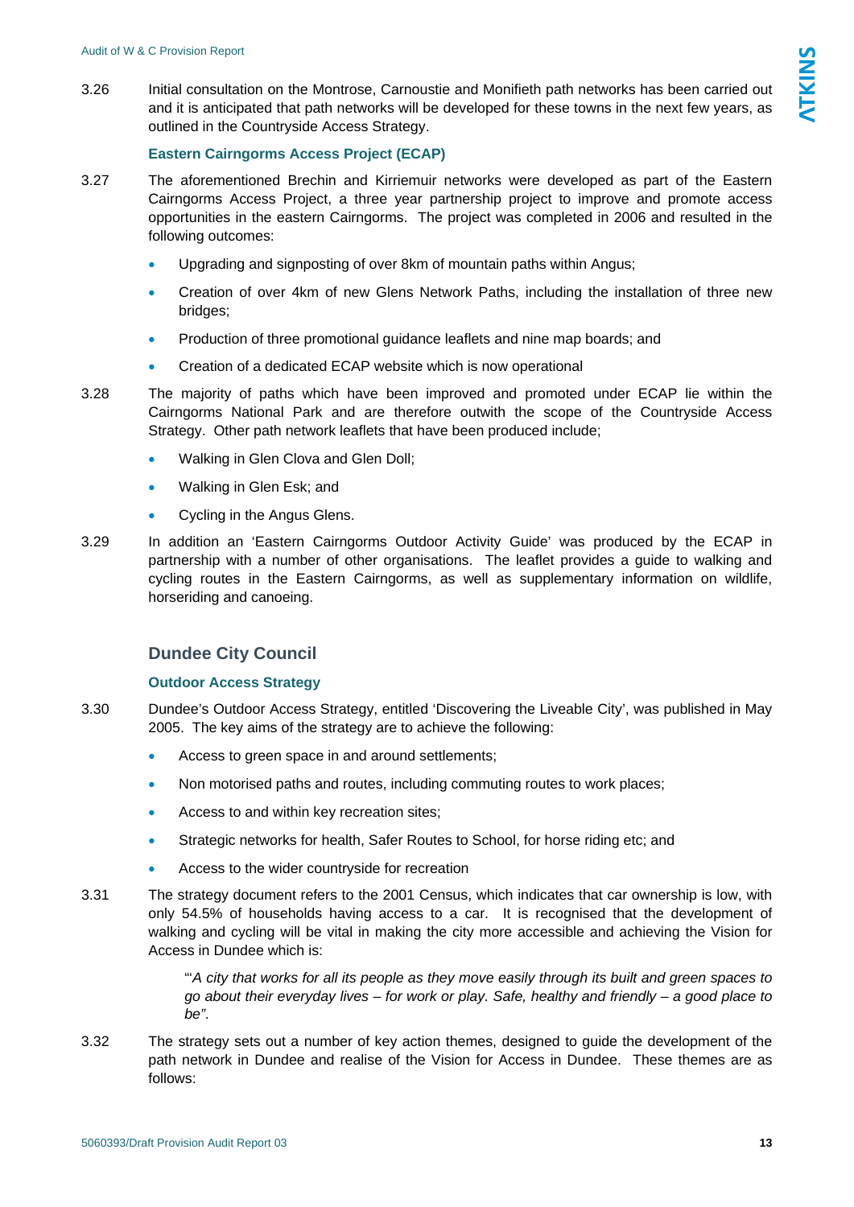3.26 Initial consultation on the Montrose, Carnoustie and Monifieth path networks has been carried out and it is anticipated that path networks will be developed for these towns in the next few years, as outlined in the Countryside Access Strategy.

### Eastern Cairngorms Access Project (ECAP)

3.27 The aforementioned Brechin and Kirriemuir networks were developed as part of the Eastern Cairngorms Access Project, a three year partnership project to improve and promote access opportunities in the eastern Cairngorms. The project was completed in 2006 and resulted in the following outcomes:

- Upgrading and signposting of over 8km of mountain paths within Angus;
- Creation of over 4km of new Glens Network Paths, including the installation of three new bridges;
- Production of three promotional guidance leaflets and nine map boards; and
- Creation of a dedicated ECAP website which is now operational

3.28 The majority of paths which have been improved and promoted under ECAP lie within the Cairngorms National Park and are therefore outwith the scope of the Countryside Access Strategy. Other path network leaflets that have been produced include;

- Walking in Glen Clova and Glen Doll;
- Walking in Glen Esk; and
- Cycling in the Angus Glens.

3.29 In addition an 'Eastern Cairngorms Outdoor Activity Guide' was produced by the ECAP in partnership with a number of other organisations. The leaflet provides a guide to walking and cycling routes in the Eastern Cairngorms, as well as supplementary information on wildlife, horseriding and canoeing.

## Dundee City Council

### Outdoor Access Strategy

3.30 Dundee's Outdoor Access Strategy, entitled 'Discovering the Liveable City', was published in May 2005. The key aims of the strategy are to achieve the following:

- Access to green space in and around settlements;
- Non motorised paths and routes, including commuting routes to work places;
- Access to and within key recreation sites;
- Strategic networks for health, Safer Routes to School, for horse riding etc; and
- Access to the wider countryside for recreation

3.31 The strategy document refers to the 2001 Census, which indicates that car ownership is low, with only 54.5% of households having access to a car. It is recognised that the development of walking and cycling will be vital in making the city more accessible and achieving the Vision for Access in Dundee which is:

> "'*A city that works for all its people as they move easily through its built and green spaces to go about their everyday lives – for work or play. Safe, healthy and friendly – a good place to be"*.

3.32 The strategy sets out a number of key action themes, designed to guide the development of the path network in Dundee and realise of the Vision for Access in Dundee. These themes are as follows: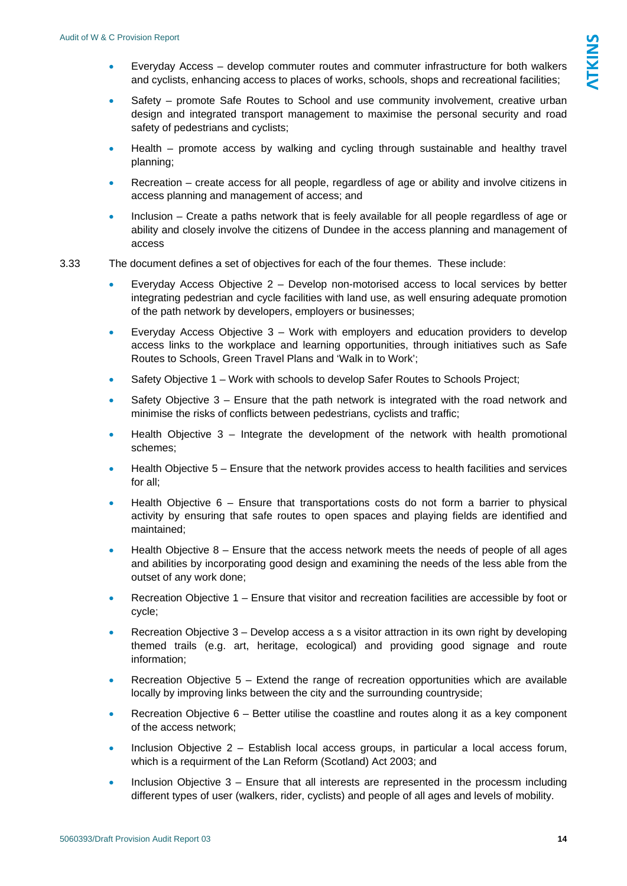- Everyday Access – develop commuter routes and commuter infrastructure for both walkers and cyclists, enhancing access to places of works, schools, shops and recreational facilities;
- Safety – promote Safe Routes to School and use community involvement, creative urban design and integrated transport management to maximise the personal security and road safety of pedestrians and cyclists;
- Health – promote access by walking and cycling through sustainable and healthy travel planning;
- Recreation – create access for all people, regardless of age or ability and involve citizens in access planning and management of access; and
- Inclusion – Create a paths network that is feely available for all people regardless of age or ability and closely involve the citizens of Dundee in the access planning and management of access

3.33 The document defines a set of objectives for each of the four themes. These include:

- Everyday Access Objective 2 – Develop non-motorised access to local services by better integrating pedestrian and cycle facilities with land use, as well ensuring adequate promotion of the path network by developers, employers or businesses;
- Everyday Access Objective 3 – Work with employers and education providers to develop access links to the workplace and learning opportunities, through initiatives such as Safe Routes to Schools, Green Travel Plans and 'Walk in to Work';
- Safety Objective 1 – Work with schools to develop Safer Routes to Schools Project;
- Safety Objective 3 – Ensure that the path network is integrated with the road network and minimise the risks of conflicts between pedestrians, cyclists and traffic;
- Health Objective 3 – Integrate the development of the network with health promotional schemes;
- Health Objective 5 – Ensure that the network provides access to health facilities and services for all;
- Health Objective 6 – Ensure that transportations costs do not form a barrier to physical activity by ensuring that safe routes to open spaces and playing fields are identified and maintained;
- Health Objective 8 – Ensure that the access network meets the needs of people of all ages and abilities by incorporating good design and examining the needs of the less able from the outset of any work done;
- Recreation Objective 1 – Ensure that visitor and recreation facilities are accessible by foot or cycle;
- Recreation Objective 3 – Develop access a s a visitor attraction in its own right by developing themed trails (e.g. art, heritage, ecological) and providing good signage and route information;
- Recreation Objective 5 – Extend the range of recreation opportunities which are available locally by improving links between the city and the surrounding countryside;
- Recreation Objective 6 – Better utilise the coastline and routes along it as a key component of the access network;
- Inclusion Objective 2 – Establish local access groups, in particular a local access forum, which is a requirment of the Lan Reform (Scotland) Act 2003; and
- Inclusion Objective 3 – Ensure that all interests are represented in the processm including different types of user (walkers, rider, cyclists) and people of all ages and levels of mobility.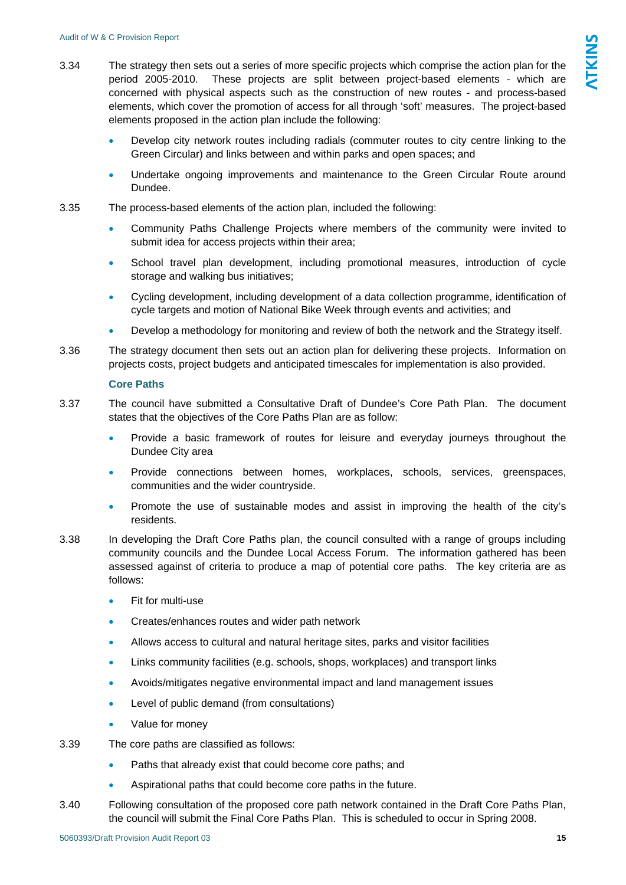3.34 The strategy then sets out a series of more specific projects which comprise the action plan for the period 2005-2010. These projects are split between project-based elements - which are concerned with physical aspects such as the construction of new routes - and process-based elements, which cover the promotion of access for all through 'soft' measures. The project-based elements proposed in the action plan include the following:

- Develop city network routes including radials (commuter routes to city centre linking to the Green Circular) and links between and within parks and open spaces; and
- Undertake ongoing improvements and maintenance to the Green Circular Route around Dundee.

3.35 The process-based elements of the action plan, included the following:

- Community Paths Challenge Projects where members of the community were invited to submit idea for access projects within their area;
- School travel plan development, including promotional measures, introduction of cycle storage and walking bus initiatives;
- Cycling development, including development of a data collection programme, identification of cycle targets and motion of National Bike Week through events and activities; and
- Develop a methodology for monitoring and review of both the network and the Strategy itself.

3.36 The strategy document then sets out an action plan for delivering these projects. Information on projects costs, project budgets and anticipated timescales for implementation is also provided.

### Core Paths

3.37 The council have submitted a Consultative Draft of Dundee's Core Path Plan. The document states that the objectives of the Core Paths Plan are as follow:

- Provide a basic framework of routes for leisure and everyday journeys throughout the Dundee City area
- Provide connections between homes, workplaces, schools, services, greenspaces, communities and the wider countryside.
- Promote the use of sustainable modes and assist in improving the health of the city's residents.

3.38 In developing the Draft Core Paths plan, the council consulted with a range of groups including community councils and the Dundee Local Access Forum. The information gathered has been assessed against of criteria to produce a map of potential core paths. The key criteria are as follows:

- Fit for multi-use
- Creates/enhances routes and wider path network
- Allows access to cultural and natural heritage sites, parks and visitor facilities
- Links community facilities (e.g. schools, shops, workplaces) and transport links
- Avoids/mitigates negative environmental impact and land management issues
- Level of public demand (from consultations)
- Value for money

3.39 The core paths are classified as follows:

- Paths that already exist that could become core paths; and
- Aspirational paths that could become core paths in the future.

3.40 Following consultation of the proposed core path network contained in the Draft Core Paths Plan, the council will submit the Final Core Paths Plan. This is scheduled to occur in Spring 2008.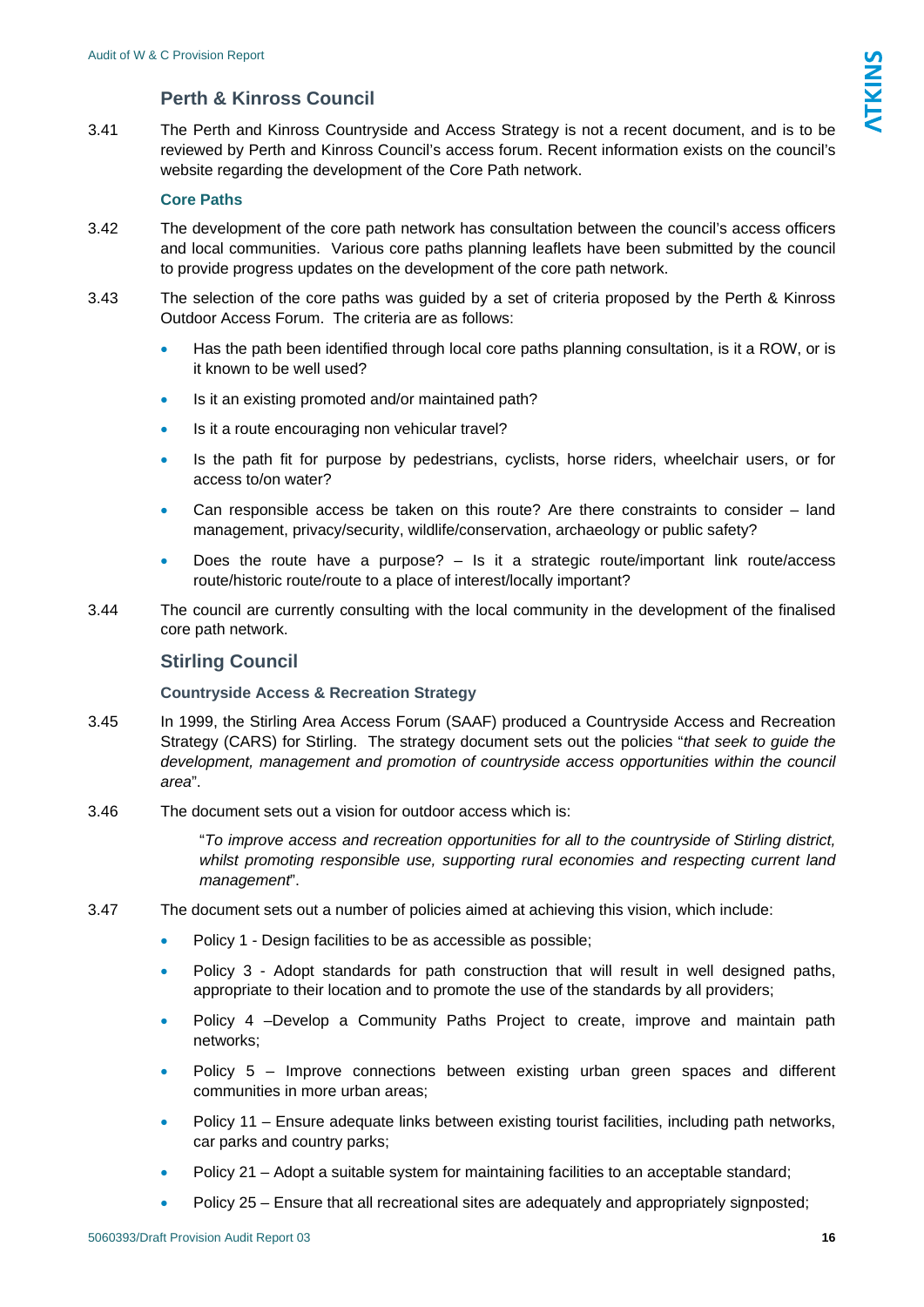## Perth & Kinross Council

3.41 The Perth and Kinross Countryside and Access Strategy is not a recent document, and is to be reviewed by Perth and Kinross Council's access forum. Recent information exists on the council's website regarding the development of the Core Path network.

### Core Paths

3.42 The development of the core path network has consultation between the council's access officers and local communities. Various core paths planning leaflets have been submitted by the council to provide progress updates on the development of the core path network.

3.43 The selection of the core paths was guided by a set of criteria proposed by the Perth & Kinross Outdoor Access Forum. The criteria are as follows:

- Has the path been identified through local core paths planning consultation, is it a ROW, or is it known to be well used?
- Is it an existing promoted and/or maintained path?
- Is it a route encouraging non vehicular travel?
- Is the path fit for purpose by pedestrians, cyclists, horse riders, wheelchair users, or for access to/on water?
- Can responsible access be taken on this route? Are there constraints to consider – land management, privacy/security, wildlife/conservation, archaeology or public safety?
- Does the route have a purpose? – Is it a strategic route/important link route/access route/historic route/route to a place of interest/locally important?

3.44 The council are currently consulting with the local community in the development of the finalised core path network.

## Stirling Council

### Countryside Access & Recreation Strategy

3.45 In 1999, the Stirling Area Access Forum (SAAF) produced a Countryside Access and Recreation Strategy (CARS) for Stirling. The strategy document sets out the policies "*that seek to guide the development, management and promotion of countryside access opportunities within the council area*".

3.46 The document sets out a vision for outdoor access which is:

> "*To improve access and recreation opportunities for all to the countryside of Stirling district, whilst promoting responsible use, supporting rural economies and respecting current land management*".

3.47 The document sets out a number of policies aimed at achieving this vision, which include:

- Policy 1 - Design facilities to be as accessible as possible;
- Policy 3 - Adopt standards for path construction that will result in well designed paths, appropriate to their location and to promote the use of the standards by all providers;
- Policy 4 –Develop a Community Paths Project to create, improve and maintain path networks;
- Policy 5 – Improve connections between existing urban green spaces and different communities in more urban areas;
- Policy 11 – Ensure adequate links between existing tourist facilities, including path networks, car parks and country parks;
- Policy 21 – Adopt a suitable system for maintaining facilities to an acceptable standard;
- Policy 25 – Ensure that all recreational sites are adequately and appropriately signposted;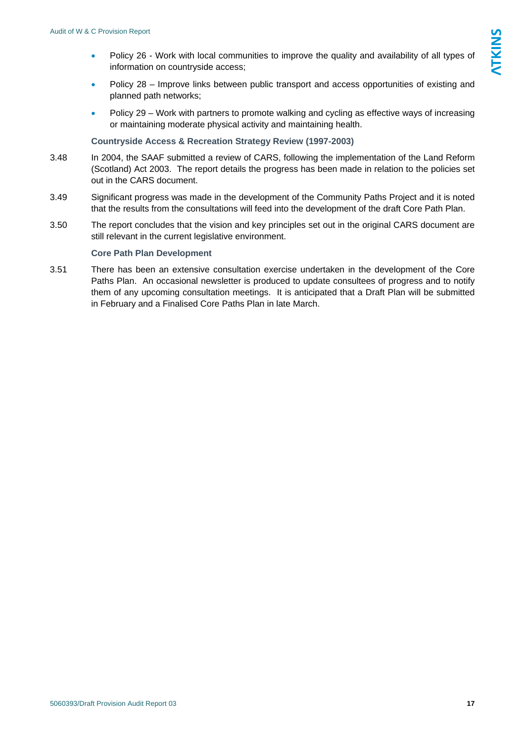- Policy 26 - Work with local communities to improve the quality and availability of all types of information on countryside access;
- Policy 28 – Improve links between public transport and access opportunities of existing and planned path networks;
- Policy 29 – Work with partners to promote walking and cycling as effective ways of increasing or maintaining moderate physical activity and maintaining health.

### Countryside Access & Recreation Strategy Review (1997-2003)

3.48 In 2004, the SAAF submitted a review of CARS, following the implementation of the Land Reform (Scotland) Act 2003. The report details the progress has been made in relation to the policies set out in the CARS document.

3.49 Significant progress was made in the development of the Community Paths Project and it is noted that the results from the consultations will feed into the development of the draft Core Path Plan.

3.50 The report concludes that the vision and key principles set out in the original CARS document are still relevant in the current legislative environment.

### Core Path Plan Development

3.51 There has been an extensive consultation exercise undertaken in the development of the Core Paths Plan. An occasional newsletter is produced to update consultees of progress and to notify them of any upcoming consultation meetings. It is anticipated that a Draft Plan will be submitted in February and a Finalised Core Paths Plan in late March.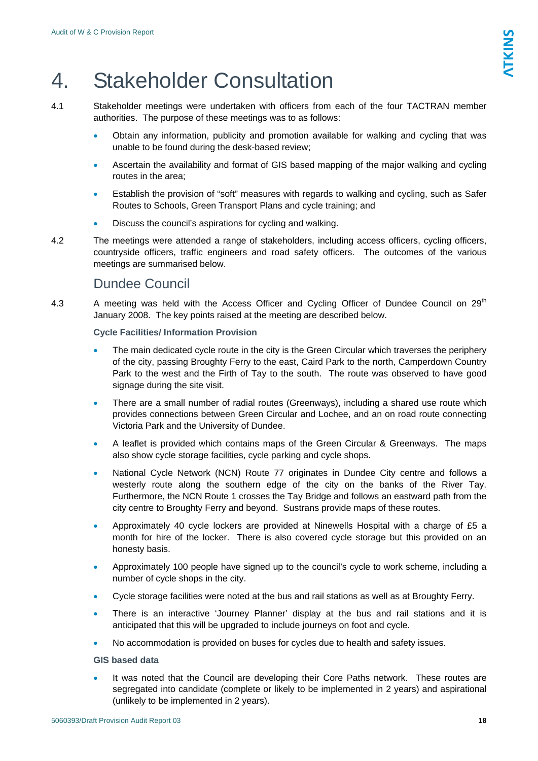# 4. Stakeholder Consultation

4.1 Stakeholder meetings were undertaken with officers from each of the four TACTRAN member authorities. The purpose of these meetings was to as follows:

- Obtain any information, publicity and promotion available for walking and cycling that was unable to be found during the desk-based review;
- Ascertain the availability and format of GIS based mapping of the major walking and cycling routes in the area;
- Establish the provision of "soft" measures with regards to walking and cycling, such as Safer Routes to Schools, Green Transport Plans and cycle training; and
- Discuss the council's aspirations for cycling and walking.

4.2 The meetings were attended a range of stakeholders, including access officers, cycling officers, countryside officers, traffic engineers and road safety officers. The outcomes of the various meetings are summarised below.

## Dundee Council

4.3 A meeting was held with the Access Officer and Cycling Officer of Dundee Council on 29th January 2008. The key points raised at the meeting are described below.

**Cycle Facilities/ Information Provision**

- The main dedicated cycle route in the city is the Green Circular which traverses the periphery of the city, passing Broughty Ferry to the east, Caird Park to the north, Camperdown Country Park to the west and the Firth of Tay to the south. The route was observed to have good signage during the site visit.
- There are a small number of radial routes (Greenways), including a shared use route which provides connections between Green Circular and Lochee, and an on road route connecting Victoria Park and the University of Dundee.
- A leaflet is provided which contains maps of the Green Circular & Greenways. The maps also show cycle storage facilities, cycle parking and cycle shops.
- National Cycle Network (NCN) Route 77 originates in Dundee City centre and follows a westerly route along the southern edge of the city on the banks of the River Tay. Furthermore, the NCN Route 1 crosses the Tay Bridge and follows an eastward path from the city centre to Broughty Ferry and beyond. Sustrans provide maps of these routes.
- Approximately 40 cycle lockers are provided at Ninewells Hospital with a charge of £5 a month for hire of the locker. There is also covered cycle storage but this provided on an honesty basis.
- Approximately 100 people have signed up to the council's cycle to work scheme, including a number of cycle shops in the city.
- Cycle storage facilities were noted at the bus and rail stations as well as at Broughty Ferry.
- There is an interactive 'Journey Planner' display at the bus and rail stations and it is anticipated that this will be upgraded to include journeys on foot and cycle.
- No accommodation is provided on buses for cycles due to health and safety issues.

**GIS based data**

- It was noted that the Council are developing their Core Paths network. These routes are segregated into candidate (complete or likely to be implemented in 2 years) and aspirational (unlikely to be implemented in 2 years).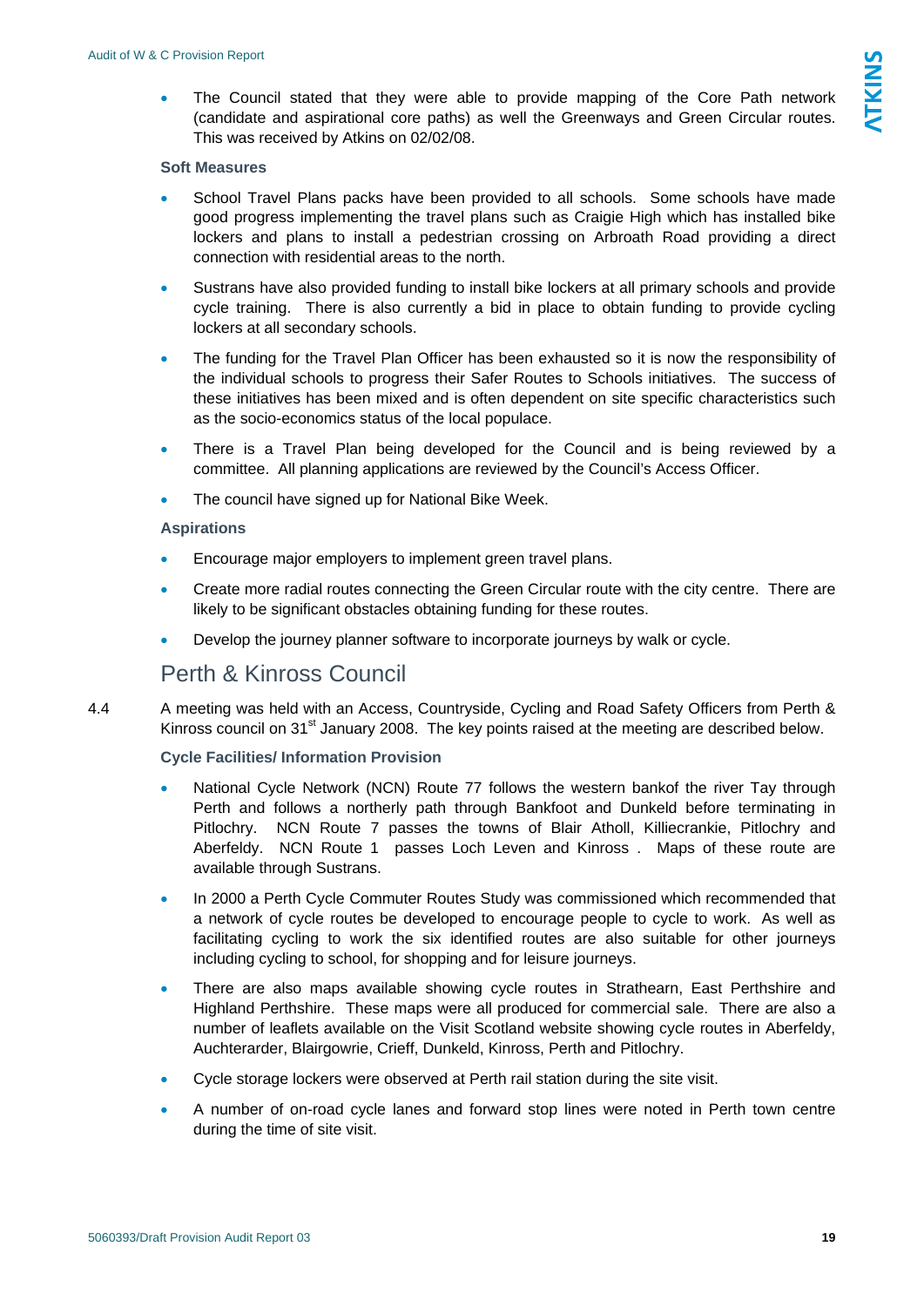- The Council stated that they were able to provide mapping of the Core Path network (candidate and aspirational core paths) as well the Greenways and Green Circular routes. This was received by Atkins on 02/02/08.

### Soft Measures

- School Travel Plans packs have been provided to all schools. Some schools have made good progress implementing the travel plans such as Craigie High which has installed bike lockers and plans to install a pedestrian crossing on Arbroath Road providing a direct connection with residential areas to the north.
- Sustrans have also provided funding to install bike lockers at all primary schools and provide cycle training. There is also currently a bid in place to obtain funding to provide cycling lockers at all secondary schools.
- The funding for the Travel Plan Officer has been exhausted so it is now the responsibility of the individual schools to progress their Safer Routes to Schools initiatives. The success of these initiatives has been mixed and is often dependent on site specific characteristics such as the socio-economics status of the local populace.
- There is a Travel Plan being developed for the Council and is being reviewed by a committee. All planning applications are reviewed by the Council's Access Officer.
- The council have signed up for National Bike Week.

### Aspirations

- Encourage major employers to implement green travel plans.
- Create more radial routes connecting the Green Circular route with the city centre. There are likely to be significant obstacles obtaining funding for these routes.
- Develop the journey planner software to incorporate journeys by walk or cycle.

## Perth & Kinross Council

4.4 A meeting was held with an Access, Countryside, Cycling and Road Safety Officers from Perth & Kinross council on 31st January 2008. The key points raised at the meeting are described below.

### Cycle Facilities/ Information Provision

- National Cycle Network (NCN) Route 77 follows the western bankof the river Tay through Perth and follows a northerly path through Bankfoot and Dunkeld before terminating in Pitlochry. NCN Route 7 passes the towns of Blair Atholl, Killiecrankie, Pitlochry and Aberfeldy. NCN Route 1 passes Loch Leven and Kinross . Maps of these route are available through Sustrans.
- In 2000 a Perth Cycle Commuter Routes Study was commissioned which recommended that a network of cycle routes be developed to encourage people to cycle to work. As well as facilitating cycling to work the six identified routes are also suitable for other journeys including cycling to school, for shopping and for leisure journeys.
- There are also maps available showing cycle routes in Strathearn, East Perthshire and Highland Perthshire. These maps were all produced for commercial sale. There are also a number of leaflets available on the Visit Scotland website showing cycle routes in Aberfeldy, Auchterarder, Blairgowrie, Crieff, Dunkeld, Kinross, Perth and Pitlochry.
- Cycle storage lockers were observed at Perth rail station during the site visit.
- A number of on-road cycle lanes and forward stop lines were noted in Perth town centre during the time of site visit.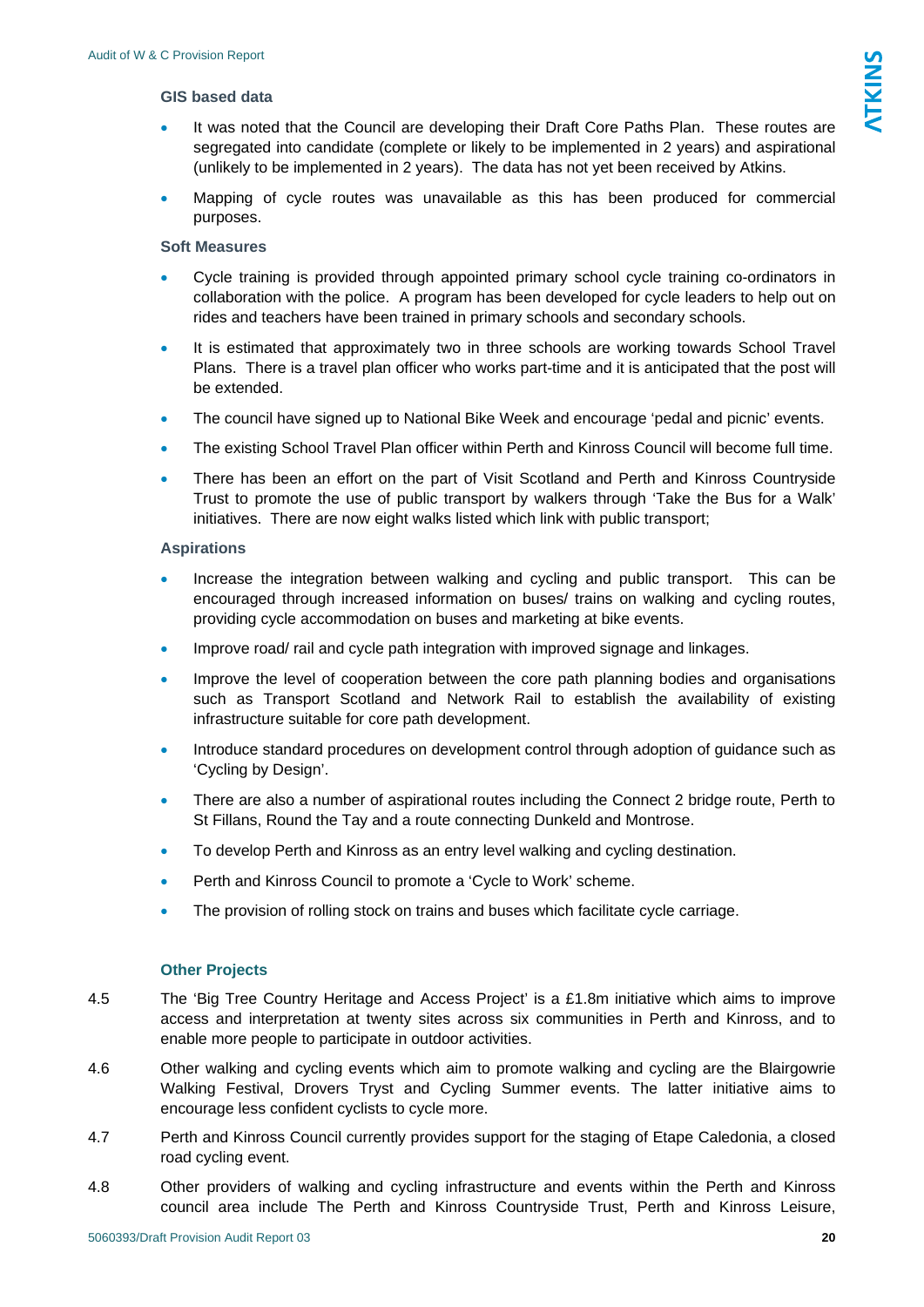**GIS based data**

- It was noted that the Council are developing their Draft Core Paths Plan. These routes are segregated into candidate (complete or likely to be implemented in 2 years) and aspirational (unlikely to be implemented in 2 years). The data has not yet been received by Atkins.
- Mapping of cycle routes was unavailable as this has been produced for commercial purposes.

**Soft Measures**

- Cycle training is provided through appointed primary school cycle training co-ordinators in collaboration with the police. A program has been developed for cycle leaders to help out on rides and teachers have been trained in primary schools and secondary schools.
- It is estimated that approximately two in three schools are working towards School Travel Plans. There is a travel plan officer who works part-time and it is anticipated that the post will be extended.
- The council have signed up to National Bike Week and encourage 'pedal and picnic' events.
- The existing School Travel Plan officer within Perth and Kinross Council will become full time.
- There has been an effort on the part of Visit Scotland and Perth and Kinross Countryside Trust to promote the use of public transport by walkers through 'Take the Bus for a Walk' initiatives. There are now eight walks listed which link with public transport;

**Aspirations**

- Increase the integration between walking and cycling and public transport. This can be encouraged through increased information on buses/ trains on walking and cycling routes, providing cycle accommodation on buses and marketing at bike events.
- Improve road/ rail and cycle path integration with improved signage and linkages.
- Improve the level of cooperation between the core path planning bodies and organisations such as Transport Scotland and Network Rail to establish the availability of existing infrastructure suitable for core path development.
- Introduce standard procedures on development control through adoption of guidance such as 'Cycling by Design'.
- There are also a number of aspirational routes including the Connect 2 bridge route, Perth to St Fillans, Round the Tay and a route connecting Dunkeld and Montrose.
- To develop Perth and Kinross as an entry level walking and cycling destination.
- Perth and Kinross Council to promote a 'Cycle to Work' scheme.
- The provision of rolling stock on trains and buses which facilitate cycle carriage.

### Other Projects

4.5 The 'Big Tree Country Heritage and Access Project' is a £1.8m initiative which aims to improve access and interpretation at twenty sites across six communities in Perth and Kinross, and to enable more people to participate in outdoor activities.

4.6 Other walking and cycling events which aim to promote walking and cycling are the Blairgowrie Walking Festival, Drovers Tryst and Cycling Summer events. The latter initiative aims to encourage less confident cyclists to cycle more.

4.7 Perth and Kinross Council currently provides support for the staging of Etape Caledonia, a closed road cycling event.

4.8 Other providers of walking and cycling infrastructure and events within the Perth and Kinross council area include The Perth and Kinross Countryside Trust, Perth and Kinross Leisure,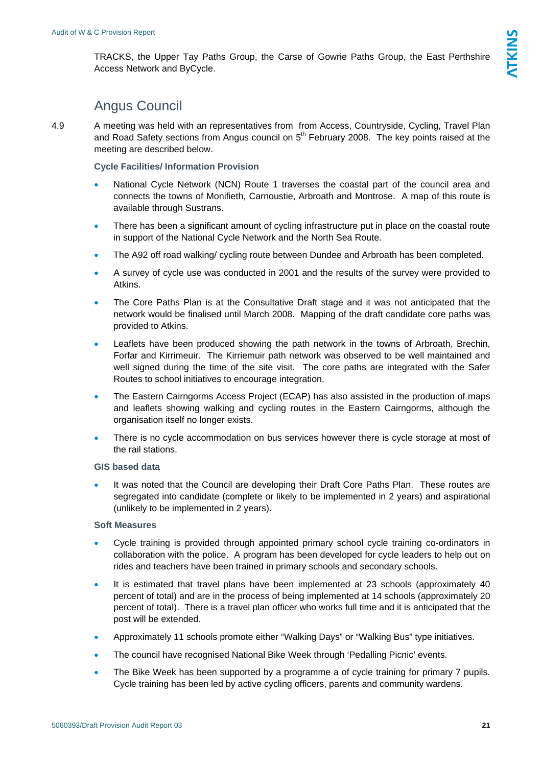TRACKS, the Upper Tay Paths Group, the Carse of Gowrie Paths Group, the East Perthshire Access Network and ByCycle.

## Angus Council

4.9 A meeting was held with an representatives from from Access, Countryside, Cycling, Travel Plan and Road Safety sections from Angus council on 5th February 2008. The key points raised at the meeting are described below.

**Cycle Facilities/ Information Provision**

- National Cycle Network (NCN) Route 1 traverses the coastal part of the council area and connects the towns of Monifieth, Carnoustie, Arbroath and Montrose. A map of this route is available through Sustrans.
- There has been a significant amount of cycling infrastructure put in place on the coastal route in support of the National Cycle Network and the North Sea Route.
- The A92 off road walking/ cycling route between Dundee and Arbroath has been completed.
- A survey of cycle use was conducted in 2001 and the results of the survey were provided to Atkins.
- The Core Paths Plan is at the Consultative Draft stage and it was not anticipated that the network would be finalised until March 2008. Mapping of the draft candidate core paths was provided to Atkins.
- Leaflets have been produced showing the path network in the towns of Arbroath, Brechin, Forfar and Kirrimeuir. The Kirriemuir path network was observed to be well maintained and well signed during the time of the site visit. The core paths are integrated with the Safer Routes to school initiatives to encourage integration.
- The Eastern Cairngorms Access Project (ECAP) has also assisted in the production of maps and leaflets showing walking and cycling routes in the Eastern Cairngorms, although the organisation itself no longer exists.
- There is no cycle accommodation on bus services however there is cycle storage at most of the rail stations.

**GIS based data**

- It was noted that the Council are developing their Draft Core Paths Plan. These routes are segregated into candidate (complete or likely to be implemented in 2 years) and aspirational (unlikely to be implemented in 2 years).

**Soft Measures**

- Cycle training is provided through appointed primary school cycle training co-ordinators in collaboration with the police. A program has been developed for cycle leaders to help out on rides and teachers have been trained in primary schools and secondary schools.
- It is estimated that travel plans have been implemented at 23 schools (approximately 40 percent of total) and are in the process of being implemented at 14 schools (approximately 20 percent of total). There is a travel plan officer who works full time and it is anticipated that the post will be extended.
- Approximately 11 schools promote either “Walking Days” or “Walking Bus” type initiatives.
- The council have recognised National Bike Week through ‘Pedalling Picnic’ events.
- The Bike Week has been supported by a programme a of cycle training for primary 7 pupils. Cycle training has been led by active cycling officers, parents and community wardens.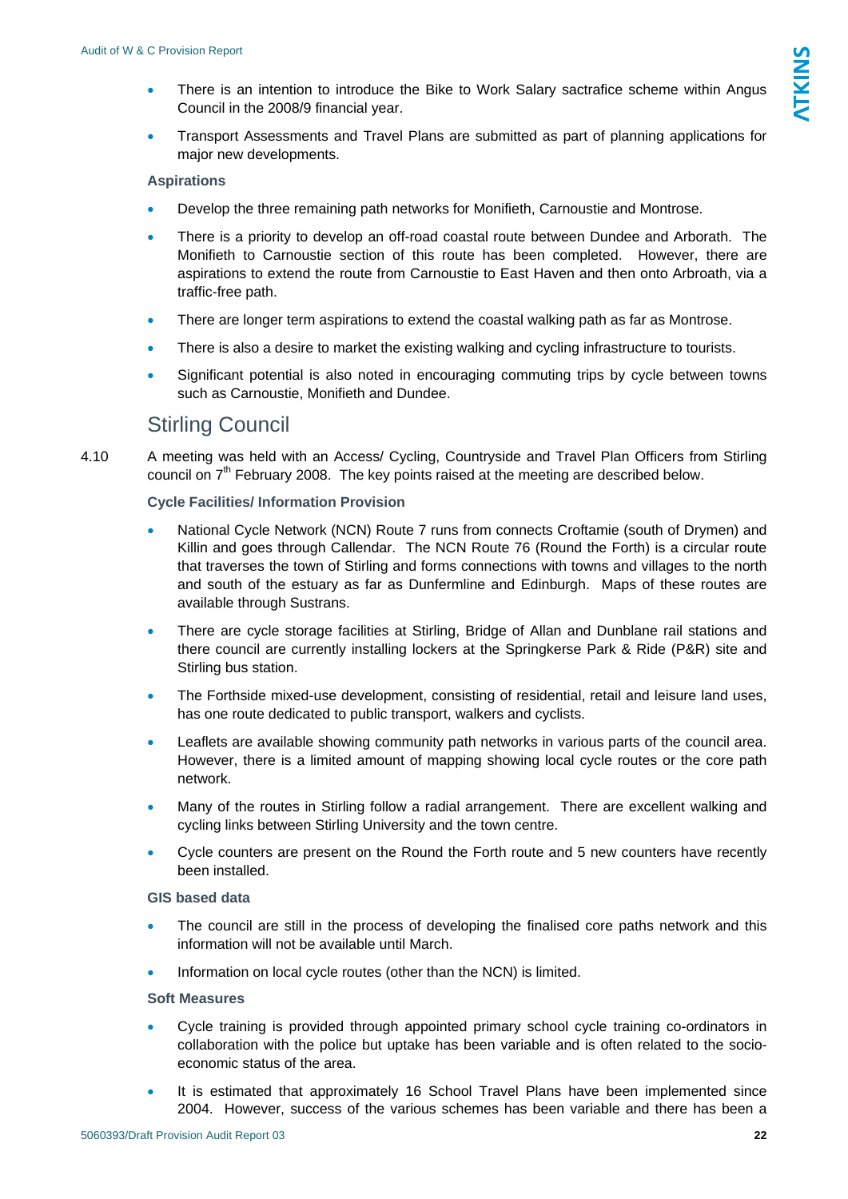- There is an intention to introduce the Bike to Work Salary sactrafice scheme within Angus Council in the 2008/9 financial year.
- Transport Assessments and Travel Plans are submitted as part of planning applications for major new developments.

**Aspirations**

- Develop the three remaining path networks for Monifieth, Carnoustie and Montrose.
- There is a priority to develop an off-road coastal route between Dundee and Arborath. The Monifieth to Carnoustie section of this route has been completed. However, there are aspirations to extend the route from Carnoustie to East Haven and then onto Arbroath, via a traffic-free path.
- There are longer term aspirations to extend the coastal walking path as far as Montrose.
- There is also a desire to market the existing walking and cycling infrastructure to tourists.
- Significant potential is also noted in encouraging commuting trips by cycle between towns such as Carnoustie, Monifieth and Dundee.

## Stirling Council

4.10 A meeting was held with an Access/ Cycling, Countryside and Travel Plan Officers from Stirling council on 7th February 2008. The key points raised at the meeting are described below.

**Cycle Facilities/ Information Provision**

- National Cycle Network (NCN) Route 7 runs from connects Croftamie (south of Drymen) and Killin and goes through Callendar. The NCN Route 76 (Round the Forth) is a circular route that traverses the town of Stirling and forms connections with towns and villages to the north and south of the estuary as far as Dunfermline and Edinburgh. Maps of these routes are available through Sustrans.
- There are cycle storage facilities at Stirling, Bridge of Allan and Dunblane rail stations and there council are currently installing lockers at the Springkerse Park & Ride (P&R) site and Stirling bus station.
- The Forthside mixed-use development, consisting of residential, retail and leisure land uses, has one route dedicated to public transport, walkers and cyclists.
- Leaflets are available showing community path networks in various parts of the council area. However, there is a limited amount of mapping showing local cycle routes or the core path network.
- Many of the routes in Stirling follow a radial arrangement. There are excellent walking and cycling links between Stirling University and the town centre.
- Cycle counters are present on the Round the Forth route and 5 new counters have recently been installed.

**GIS based data**

- The council are still in the process of developing the finalised core paths network and this information will not be available until March.
- Information on local cycle routes (other than the NCN) is limited.

**Soft Measures**

- Cycle training is provided through appointed primary school cycle training co-ordinators in collaboration with the police but uptake has been variable and is often related to the socio-economic status of the area.
- It is estimated that approximately 16 School Travel Plans have been implemented since 2004. However, success of the various schemes has been variable and there has been a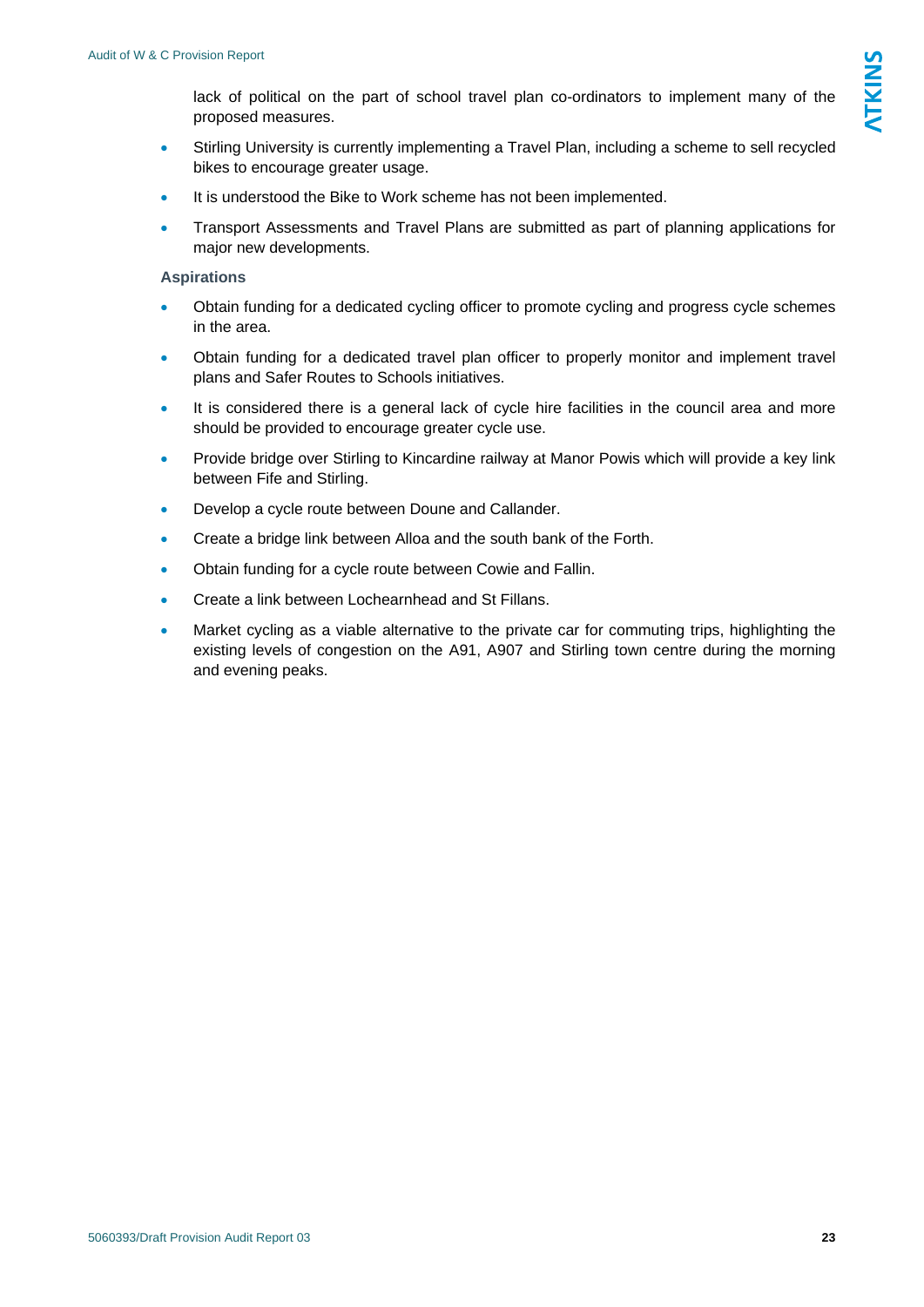lack of political on the part of school travel plan co-ordinators to implement many of the proposed measures.

- Stirling University is currently implementing a Travel Plan, including a scheme to sell recycled bikes to encourage greater usage.
- It is understood the Bike to Work scheme has not been implemented.
- Transport Assessments and Travel Plans are submitted as part of planning applications for major new developments.

### Aspirations

- Obtain funding for a dedicated cycling officer to promote cycling and progress cycle schemes in the area.
- Obtain funding for a dedicated travel plan officer to properly monitor and implement travel plans and Safer Routes to Schools initiatives.
- It is considered there is a general lack of cycle hire facilities in the council area and more should be provided to encourage greater cycle use.
- Provide bridge over Stirling to Kincardine railway at Manor Powis which will provide a key link between Fife and Stirling.
- Develop a cycle route between Doune and Callander.
- Create a bridge link between Alloa and the south bank of the Forth.
- Obtain funding for a cycle route between Cowie and Fallin.
- Create a link between Lochearnhead and St Fillans.
- Market cycling as a viable alternative to the private car for commuting trips, highlighting the existing levels of congestion on the A91, A907 and Stirling town centre during the morning and evening peaks.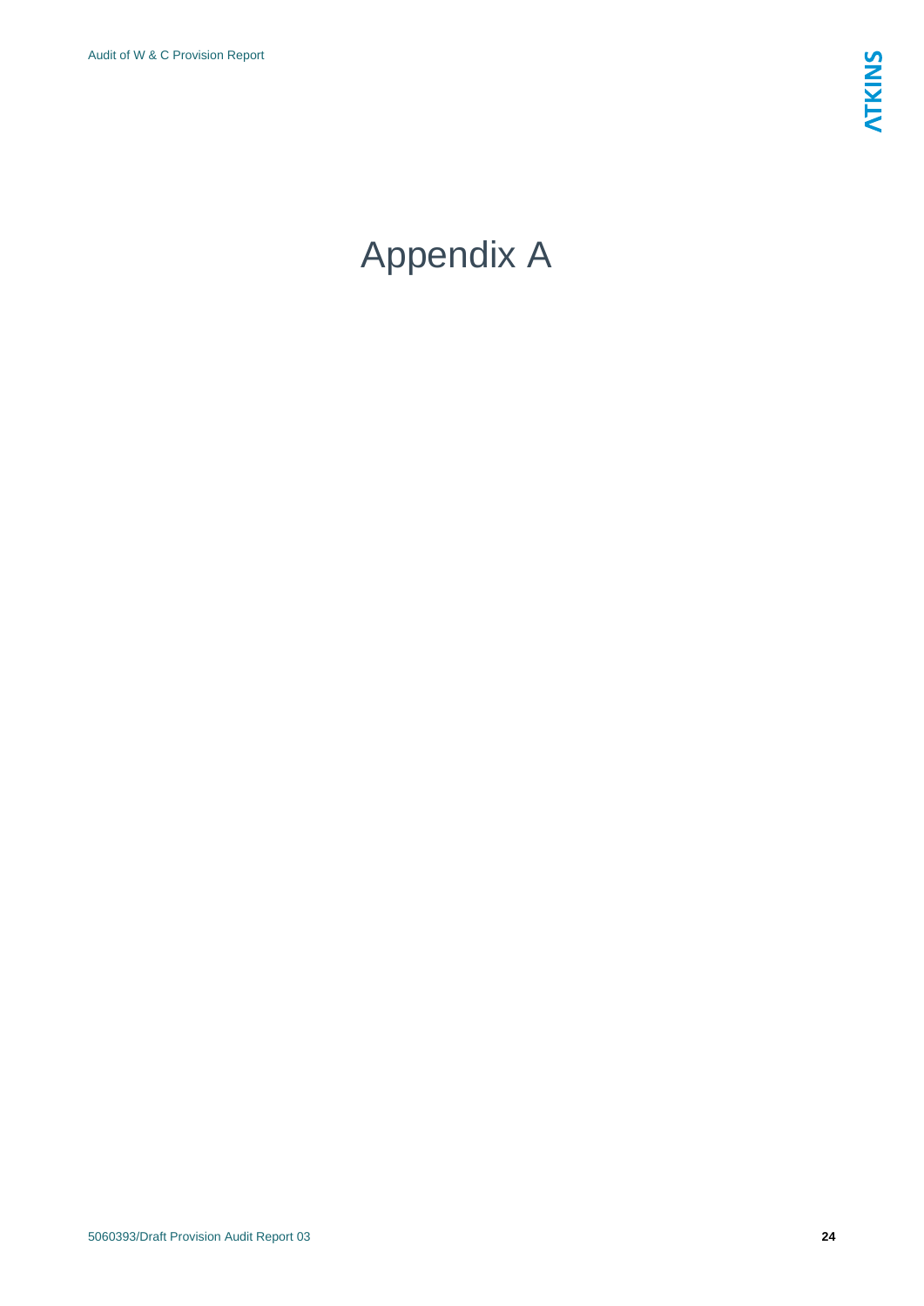# Appendix A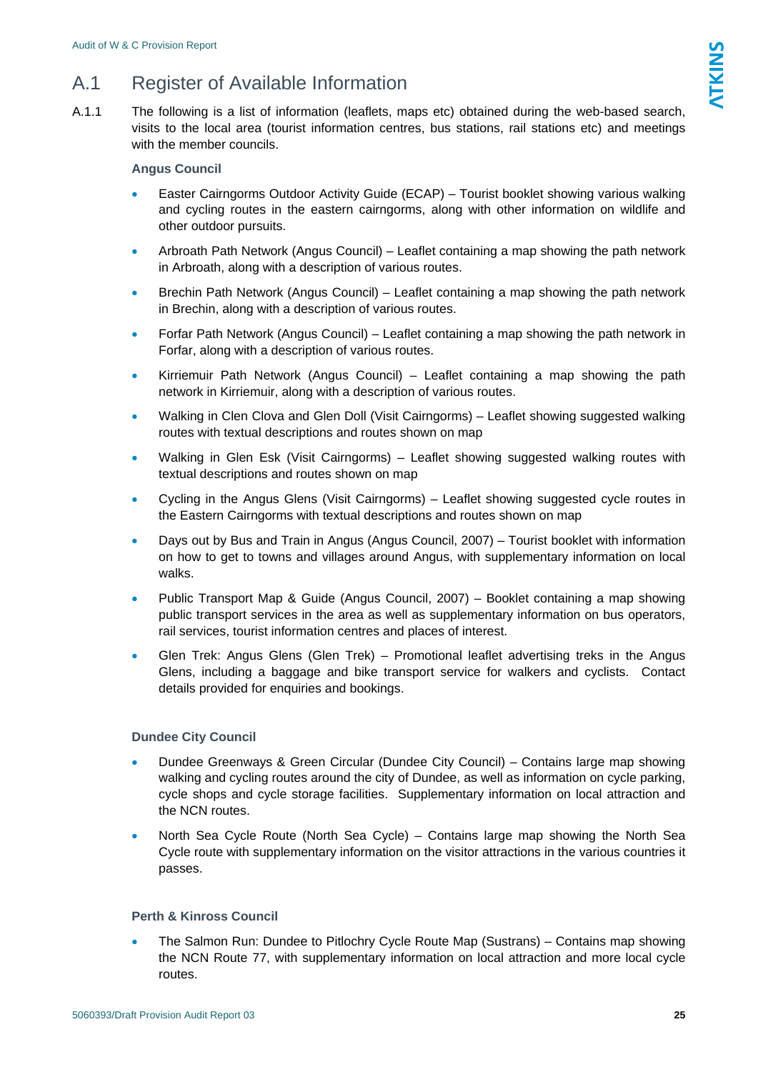## A.1 Register of Available Information

A.1.1 The following is a list of information (leaflets, maps etc) obtained during the web-based search, visits to the local area (tourist information centres, bus stations, rail stations etc) and meetings with the member councils.

**Angus Council**

- Easter Cairngorms Outdoor Activity Guide (ECAP) – Tourist booklet showing various walking and cycling routes in the eastern cairngorms, along with other information on wildlife and other outdoor pursuits.
- Arbroath Path Network (Angus Council) – Leaflet containing a map showing the path network in Arbroath, along with a description of various routes.
- Brechin Path Network (Angus Council) – Leaflet containing a map showing the path network in Brechin, along with a description of various routes.
- Forfar Path Network (Angus Council) – Leaflet containing a map showing the path network in Forfar, along with a description of various routes.
- Kirriemuir Path Network (Angus Council) – Leaflet containing a map showing the path network in Kirriemuir, along with a description of various routes.
- Walking in Clen Clova and Glen Doll (Visit Cairngorms) – Leaflet showing suggested walking routes with textual descriptions and routes shown on map
- Walking in Glen Esk (Visit Cairngorms) – Leaflet showing suggested walking routes with textual descriptions and routes shown on map
- Cycling in the Angus Glens (Visit Cairngorms) – Leaflet showing suggested cycle routes in the Eastern Cairngorms with textual descriptions and routes shown on map
- Days out by Bus and Train in Angus (Angus Council, 2007) – Tourist booklet with information on how to get to towns and villages around Angus, with supplementary information on local walks.
- Public Transport Map & Guide (Angus Council, 2007) – Booklet containing a map showing public transport services in the area as well as supplementary information on bus operators, rail services, tourist information centres and places of interest.
- Glen Trek: Angus Glens (Glen Trek) – Promotional leaflet advertising treks in the Angus Glens, including a baggage and bike transport service for walkers and cyclists. Contact details provided for enquiries and bookings.

**Dundee City Council**

- Dundee Greenways & Green Circular (Dundee City Council) – Contains large map showing walking and cycling routes around the city of Dundee, as well as information on cycle parking, cycle shops and cycle storage facilities. Supplementary information on local attraction and the NCN routes.
- North Sea Cycle Route (North Sea Cycle) – Contains large map showing the North Sea Cycle route with supplementary information on the visitor attractions in the various countries it passes.

**Perth & Kinross Council**

- The Salmon Run: Dundee to Pitlochry Cycle Route Map (Sustrans) – Contains map showing the NCN Route 77, with supplementary information on local attraction and more local cycle routes.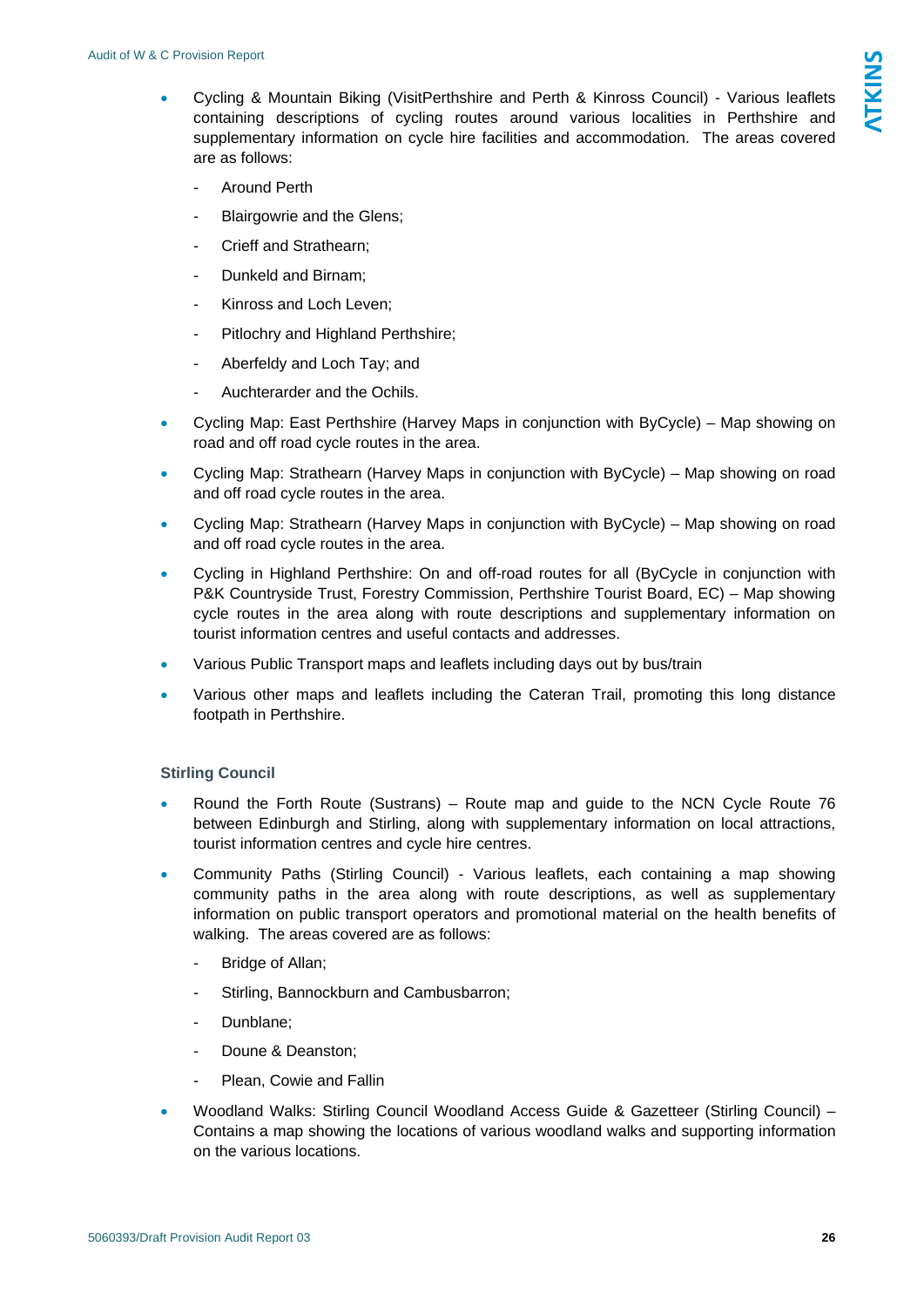- Cycling & Mountain Biking (VisitPerthshire and Perth & Kinross Council) - Various leaflets containing descriptions of cycling routes around various localities in Perthshire and supplementary information on cycle hire facilities and accommodation. The areas covered are as follows:
  - Around Perth
  - Blairgowrie and the Glens;
  - Crieff and Strathearn;
  - Dunkeld and Birnam;
  - Kinross and Loch Leven;
  - Pitlochry and Highland Perthshire;
  - Aberfeldy and Loch Tay; and
  - Auchterarder and the Ochils.
- Cycling Map: East Perthshire (Harvey Maps in conjunction with ByCycle) – Map showing on road and off road cycle routes in the area.
- Cycling Map: Strathearn (Harvey Maps in conjunction with ByCycle) – Map showing on road and off road cycle routes in the area.
- Cycling Map: Strathearn (Harvey Maps in conjunction with ByCycle) – Map showing on road and off road cycle routes in the area.
- Cycling in Highland Perthshire: On and off-road routes for all (ByCycle in conjunction with P&K Countryside Trust, Forestry Commission, Perthshire Tourist Board, EC) – Map showing cycle routes in the area along with route descriptions and supplementary information on tourist information centres and useful contacts and addresses.
- Various Public Transport maps and leaflets including days out by bus/train
- Various other maps and leaflets including the Cateran Trail, promoting this long distance footpath in Perthshire.

**Stirling Council**

- Round the Forth Route (Sustrans) – Route map and guide to the NCN Cycle Route 76 between Edinburgh and Stirling, along with supplementary information on local attractions, tourist information centres and cycle hire centres.
- Community Paths (Stirling Council) - Various leaflets, each containing a map showing community paths in the area along with route descriptions, as well as supplementary information on public transport operators and promotional material on the health benefits of walking. The areas covered are as follows:
  - Bridge of Allan;
  - Stirling, Bannockburn and Cambusbarron;
  - Dunblane;
  - Doune & Deanston;
  - Plean, Cowie and Fallin
- Woodland Walks: Stirling Council Woodland Access Guide & Gazetteer (Stirling Council) – Contains a map showing the locations of various woodland walks and supporting information on the various locations.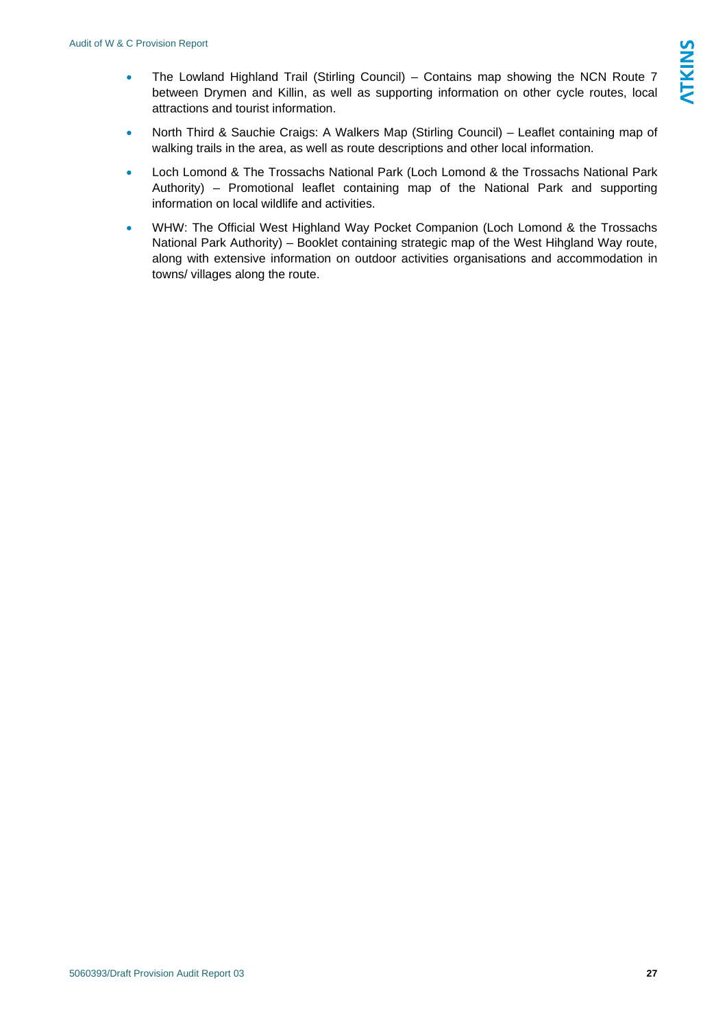- The Lowland Highland Trail (Stirling Council) – Contains map showing the NCN Route 7 between Drymen and Killin, as well as supporting information on other cycle routes, local attractions and tourist information.
- North Third & Sauchie Craigs: A Walkers Map (Stirling Council) – Leaflet containing map of walking trails in the area, as well as route descriptions and other local information.
- Loch Lomond & The Trossachs National Park (Loch Lomond & the Trossachs National Park Authority) – Promotional leaflet containing map of the National Park and supporting information on local wildlife and activities.
- WHW: The Official West Highland Way Pocket Companion (Loch Lomond & the Trossachs National Park Authority) – Booklet containing strategic map of the West Hihgland Way route, along with extensive information on outdoor activities organisations and accommodation in towns/ villages along the route.